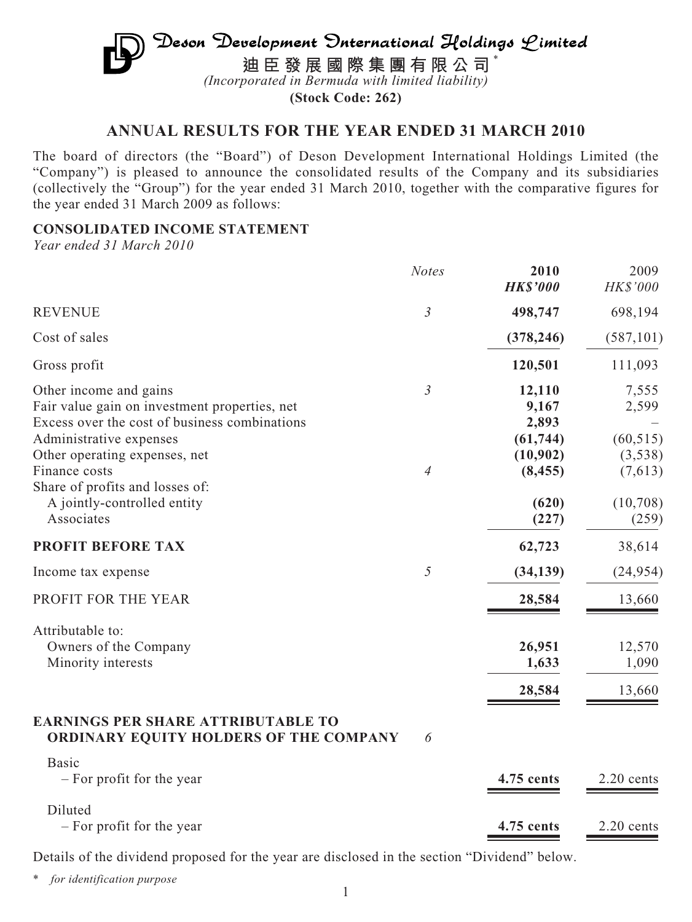# Deson Development International Holdings Limited

**迪臣發展國際集團有限公司**[*]

*(Incorporated in Bermuda with limited liability)*

**(Stock Code: 262)**

## ANNUAL RESULTS FOR THE YEAR ENDED 31 MARCH 2010

The board of directors (the "Board") of Deson Development International Holdings Limited (the "Company") is pleased to announce the consolidated results of the Company and its subsidiaries (collectively the "Group") for the year ended 31 March 2010, together with the comparative figures for the year ended 31 March 2009 as follows:

### CONSOLIDATED INCOME STATEMENT

*Year ended 31 March 2010*

| | *Notes* | **2010** | 2009 |
|---|---|---|---|
| | | ***HK$'000*** | *HK$'000* |
| REVENUE | *3* | **498,747** | 698,194 |
| Cost of sales | | **(378,246)** | (587,101) |
| Gross profit | | **120,501** | 111,093 |
| Other income and gains | *3* | **12,110** | 7,555 |
| Fair value gain on investment properties, net | | **9,167** | 2,599 |
| Excess over the cost of business combinations | | **2,893** | – |
| Administrative expenses | | **(61,744)** | (60,515) |
| Other operating expenses, net | | **(10,902)** | (3,538) |
| Finance costs | *4* | **(8,455)** | (7,613) |
| Share of profits and losses of: | | | |
| A jointly-controlled entity | | **(620)** | (10,708) |
| Associates | | **(227)** | (259) |
| **PROFIT BEFORE TAX** | | **62,723** | 38,614 |
| Income tax expense | *5* | **(34,139)** | (24,954) |
| PROFIT FOR THE YEAR | | **28,584** | 13,660 |
| Attributable to: | | | |
| Owners of the Company | | **26,951** | 12,570 |
| Minority interests | | **1,633** | 1,090 |
| | | **28,584** | 13,660 |
| **EARNINGS PER SHARE ATTRIBUTABLE TO ORDINARY EQUITY HOLDERS OF THE COMPANY** | *6* | | |
| Basic | | | |
| – For profit for the year | | **4.75 cents** | 2.20 cents |
| Diluted | | | |
| – For profit for the year | | **4.75 cents** | 2.20 cents |

Details of the dividend proposed for the year are disclosed in the section "Dividend" below.

\* *for identification purpose*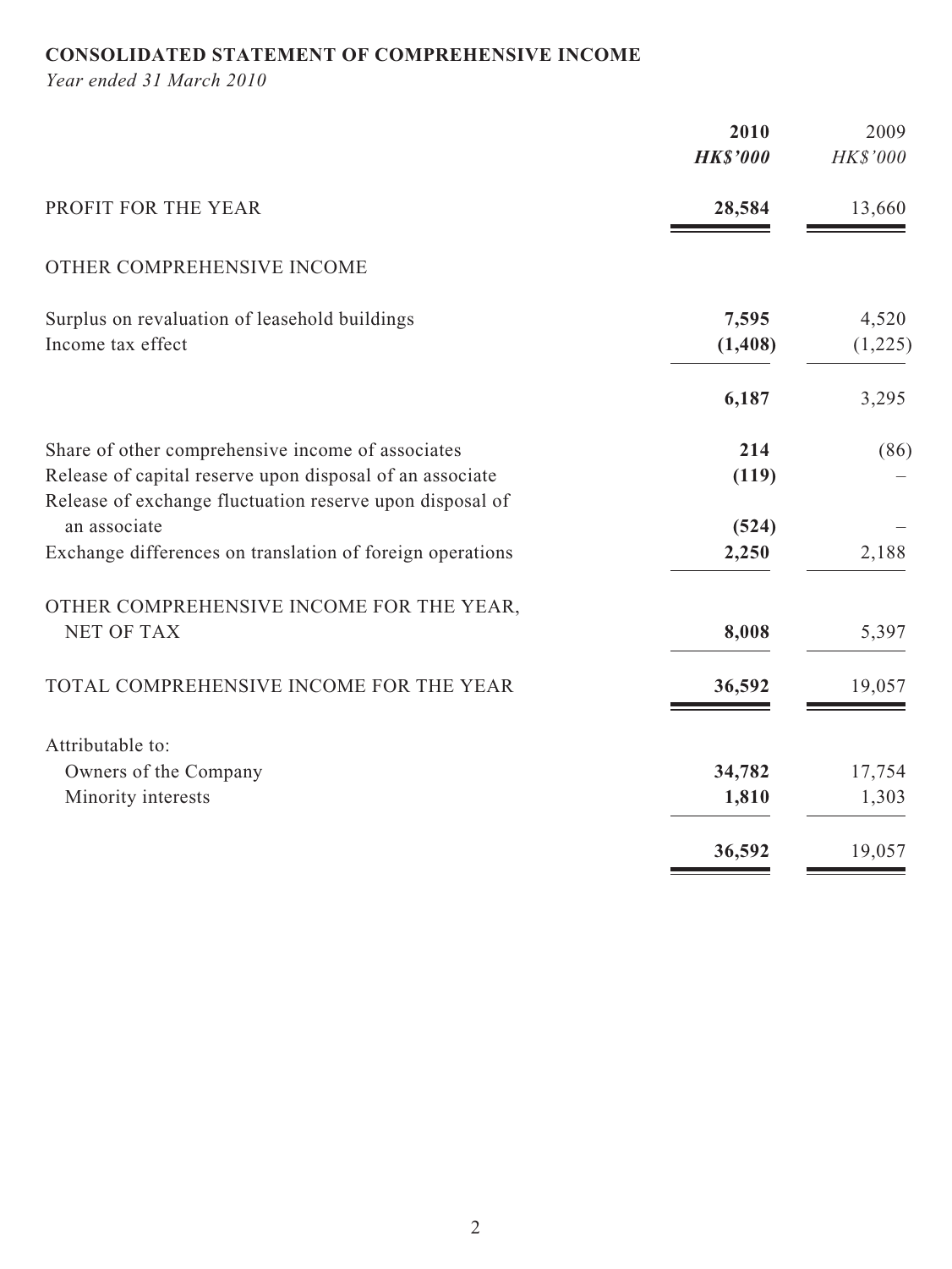# CONSOLIDATED STATEMENT OF COMPREHENSIVE INCOME

*Year ended 31 March 2010*

| | **2010** | 2009 |
|---|---|---|
| | ***HK$'000*** | *HK$'000* |
| PROFIT FOR THE YEAR | **28,584** | 13,660 |
| OTHER COMPREHENSIVE INCOME | | |
| Surplus on revaluation of leasehold buildings | **7,595** | 4,520 |
| Income tax effect | **(1,408)** | (1,225) |
| | **6,187** | 3,295 |
| Share of other comprehensive income of associates | **214** | (86) |
| Release of capital reserve upon disposal of an associate | **(119)** | – |
| Release of exchange fluctuation reserve upon disposal of an associate | **(524)** | – |
| Exchange differences on translation of foreign operations | **2,250** | 2,188 |
| OTHER COMPREHENSIVE INCOME FOR THE YEAR, NET OF TAX | **8,008** | 5,397 |
| TOTAL COMPREHENSIVE INCOME FOR THE YEAR | **36,592** | 19,057 |
| Attributable to: | | |
| Owners of the Company | **34,782** | 17,754 |
| Minority interests | **1,810** | 1,303 |
| | **36,592** | 19,057 |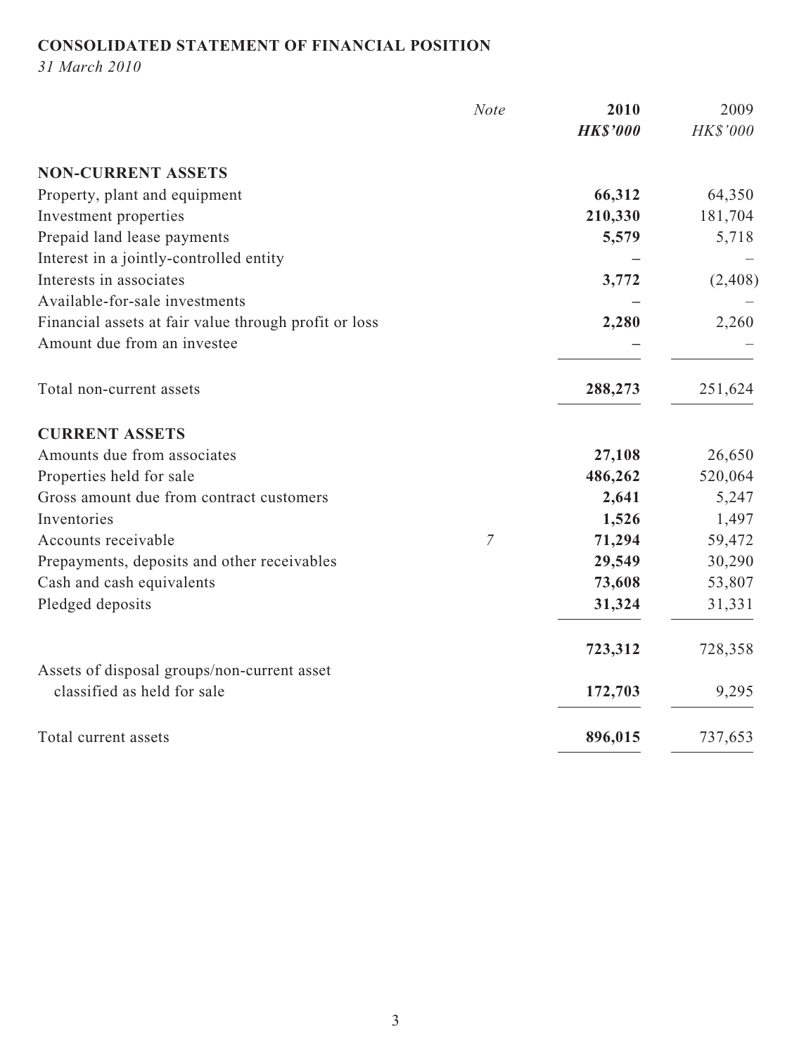**CONSOLIDATED STATEMENT OF FINANCIAL POSITION**

*31 March 2010*

| | *Note* | **2010** | 2009 |
|---|---|---|---|
| | | ***HK$'000*** | *HK$'000* |
| **NON-CURRENT ASSETS** | | | |
| Property, plant and equipment | | **66,312** | 64,350 |
| Investment properties | | **210,330** | 181,704 |
| Prepaid land lease payments | | **5,579** | 5,718 |
| Interest in a jointly-controlled entity | | **–** | – |
| Interests in associates | | **3,772** | (2,408) |
| Available-for-sale investments | | **–** | – |
| Financial assets at fair value through profit or loss | | **2,280** | 2,260 |
| Amount due from an investee | | **–** | – |
| Total non-current assets | | **288,273** | 251,624 |
| **CURRENT ASSETS** | | | |
| Amounts due from associates | | **27,108** | 26,650 |
| Properties held for sale | | **486,262** | 520,064 |
| Gross amount due from contract customers | | **2,641** | 5,247 |
| Inventories | | **1,526** | 1,497 |
| Accounts receivable | *7* | **71,294** | 59,472 |
| Prepayments, deposits and other receivables | | **29,549** | 30,290 |
| Cash and cash equivalents | | **73,608** | 53,807 |
| Pledged deposits | | **31,324** | 31,331 |
| | | **723,312** | 728,358 |
| Assets of disposal groups/non-current asset classified as held for sale | | **172,703** | 9,295 |
| Total current assets | | **896,015** | 737,653 |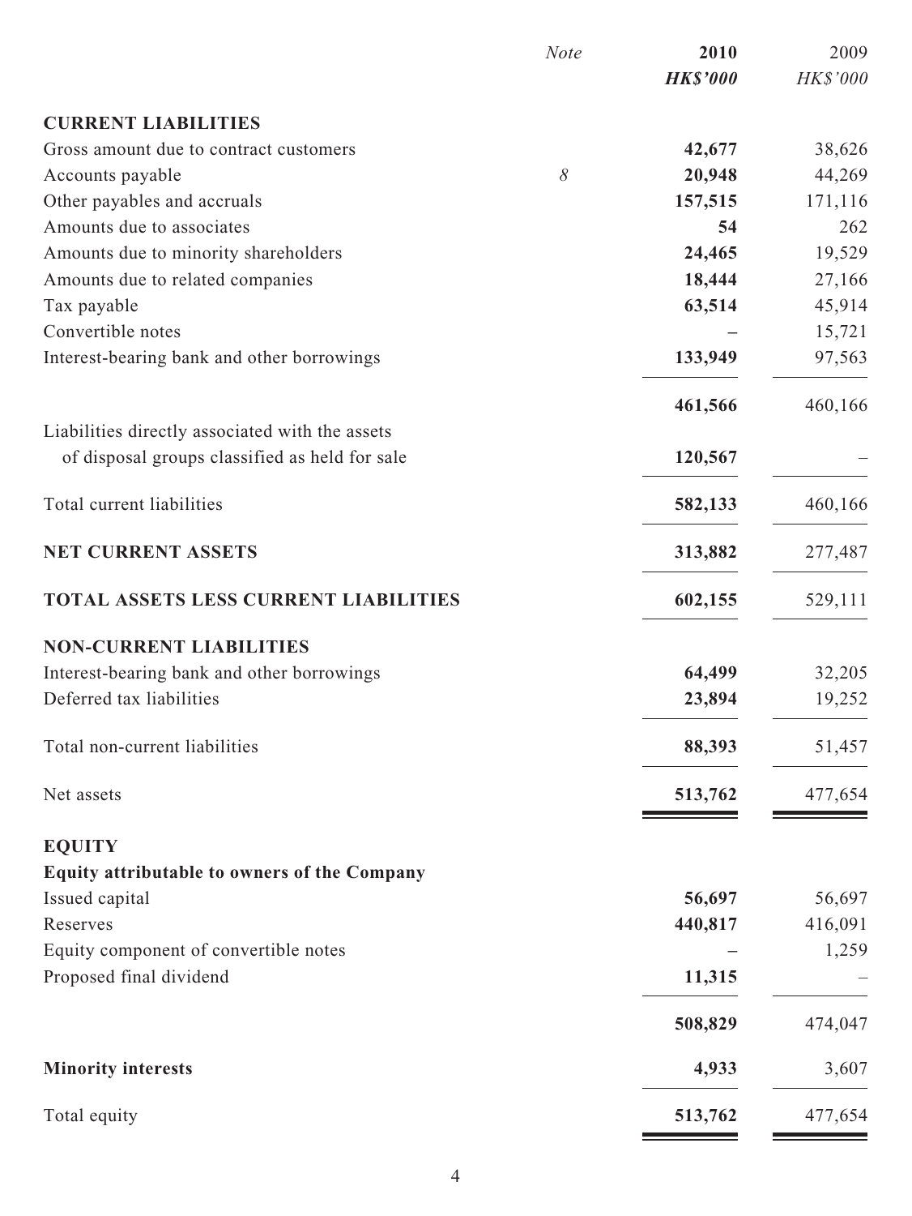| | Note | 2010<br>HK$'000 | 2009<br>HK$'000 |
|---|---|---|---|
| **CURRENT LIABILITIES** | | | |
| Gross amount due to contract customers | | **42,677** | 38,626 |
| Accounts payable | 8 | **20,948** | 44,269 |
| Other payables and accruals | | **157,515** | 171,116 |
| Amounts due to associates | | **54** | 262 |
| Amounts due to minority shareholders | | **24,465** | 19,529 |
| Amounts due to related companies | | **18,444** | 27,166 |
| Tax payable | | **63,514** | 45,914 |
| Convertible notes | | **–** | 15,721 |
| Interest-bearing bank and other borrowings | | **133,949** | 97,563 |
| | | **461,566** | 460,166 |
| Liabilities directly associated with the assets of disposal groups classified as held for sale | | **120,567** | – |
| Total current liabilities | | **582,133** | 460,166 |
| **NET CURRENT ASSETS** | | **313,882** | 277,487 |
| **TOTAL ASSETS LESS CURRENT LIABILITIES** | | **602,155** | 529,111 |
| **NON-CURRENT LIABILITIES** | | | |
| Interest-bearing bank and other borrowings | | **64,499** | 32,205 |
| Deferred tax liabilities | | **23,894** | 19,252 |
| Total non-current liabilities | | **88,393** | 51,457 |
| Net assets | | **513,762** | 477,654 |
| **EQUITY** | | | |
| **Equity attributable to owners of the Company** | | | |
| Issued capital | | **56,697** | 56,697 |
| Reserves | | **440,817** | 416,091 |
| Equity component of convertible notes | | **–** | 1,259 |
| Proposed final dividend | | **11,315** | – |
| | | **508,829** | 474,047 |
| **Minority interests** | | **4,933** | 3,607 |
| Total equity | | **513,762** | 477,654 |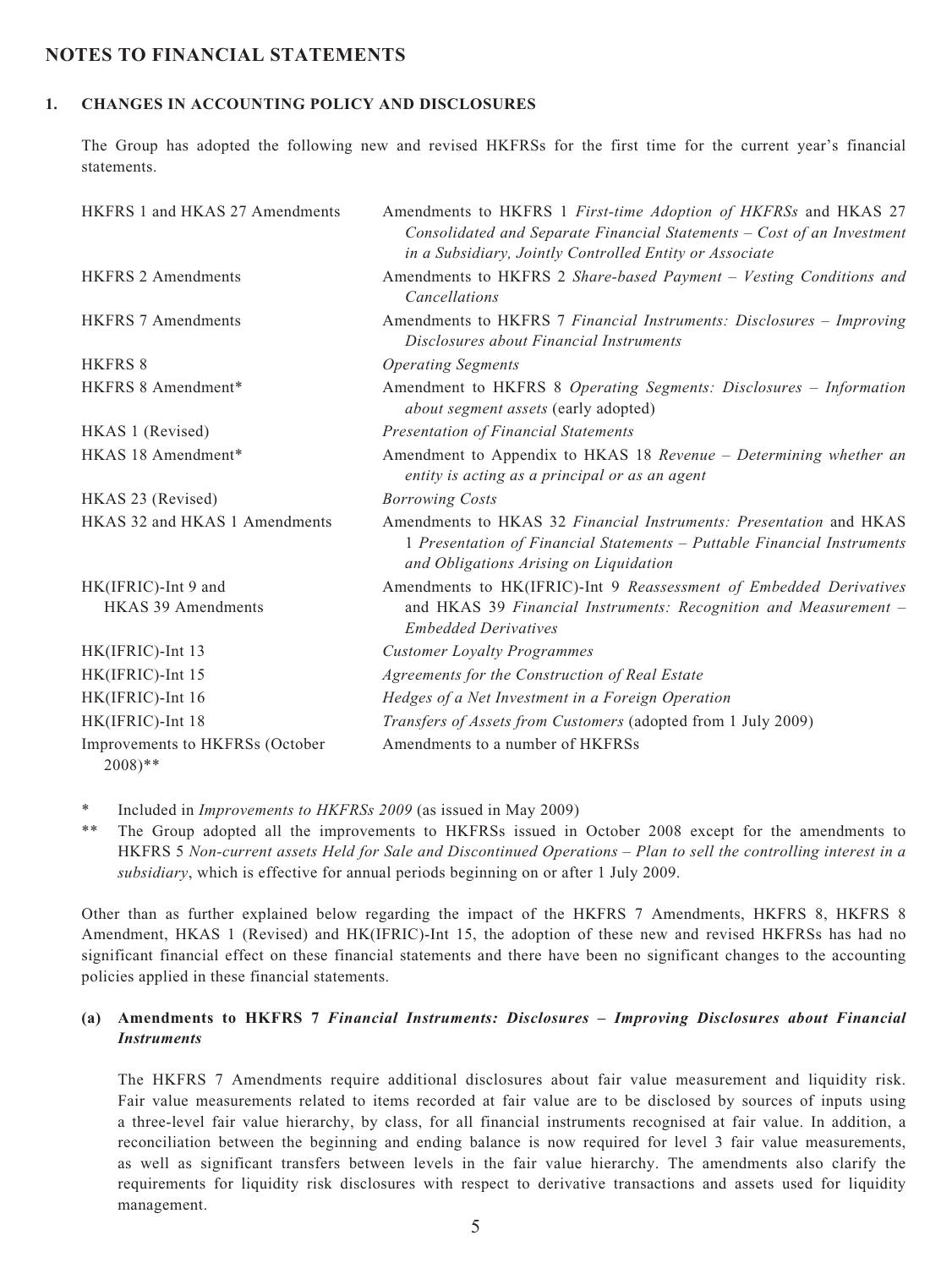# NOTES TO FINANCIAL STATEMENTS

## 1. CHANGES IN ACCOUNTING POLICY AND DISCLOSURES

The Group has adopted the following new and revised HKFRSs for the first time for the current year's financial statements.

| | |
|---|---|
| HKFRS 1 and HKAS 27 Amendments | Amendments to HKFRS 1 *First-time Adoption of HKFRSs* and HKAS 27 *Consolidated and Separate Financial Statements – Cost of an Investment in a Subsidiary, Jointly Controlled Entity or Associate* |
| HKFRS 2 Amendments | Amendments to HKFRS 2 *Share-based Payment – Vesting Conditions and Cancellations* |
| HKFRS 7 Amendments | Amendments to HKFRS 7 *Financial Instruments: Disclosures – Improving Disclosures about Financial Instruments* |
| HKFRS 8 | *Operating Segments* |
| HKFRS 8 Amendment* | Amendment to HKFRS 8 *Operating Segments: Disclosures – Information about segment assets* (early adopted) |
| HKAS 1 (Revised) | *Presentation of Financial Statements* |
| HKAS 18 Amendment* | Amendment to Appendix to HKAS 18 *Revenue – Determining whether an entity is acting as a principal or as an agent* |
| HKAS 23 (Revised) | *Borrowing Costs* |
| HKAS 32 and HKAS 1 Amendments | Amendments to HKAS 32 *Financial Instruments: Presentation* and HKAS 1 *Presentation of Financial Statements – Puttable Financial Instruments and Obligations Arising on Liquidation* |
| HK(IFRIC)-Int 9 and HKAS 39 Amendments | Amendments to HK(IFRIC)-Int 9 *Reassessment of Embedded Derivatives* and HKAS 39 *Financial Instruments: Recognition and Measurement – Embedded Derivatives* |
| HK(IFRIC)-Int 13 | *Customer Loyalty Programmes* |
| HK(IFRIC)-Int 15 | *Agreements for the Construction of Real Estate* |
| HK(IFRIC)-Int 16 | *Hedges of a Net Investment in a Foreign Operation* |
| HK(IFRIC)-Int 18 | *Transfers of Assets from Customers* (adopted from 1 July 2009) |
| Improvements to HKFRSs (October 2008)** | Amendments to a number of HKFRSs |

\* Included in *Improvements to HKFRSs 2009* (as issued in May 2009)

** The Group adopted all the improvements to HKFRSs issued in October 2008 except for the amendments to HKFRS 5 *Non-current assets Held for Sale and Discontinued Operations – Plan to sell the controlling interest in a subsidiary*, which is effective for annual periods beginning on or after 1 July 2009.

Other than as further explained below regarding the impact of the HKFRS 7 Amendments, HKFRS 8, HKFRS 8 Amendment, HKAS 1 (Revised) and HK(IFRIC)-Int 15, the adoption of these new and revised HKFRSs has had no significant financial effect on these financial statements and there have been no significant changes to the accounting policies applied in these financial statements.

### (a) Amendments to HKFRS 7 *Financial Instruments: Disclosures – Improving Disclosures about Financial Instruments*

The HKFRS 7 Amendments require additional disclosures about fair value measurement and liquidity risk. Fair value measurements related to items recorded at fair value are to be disclosed by sources of inputs using a three-level fair value hierarchy, by class, for all financial instruments recognised at fair value. In addition, a reconciliation between the beginning and ending balance is now required for level 3 fair value measurements, as well as significant transfers between levels in the fair value hierarchy. The amendments also clarify the requirements for liquidity risk disclosures with respect to derivative transactions and assets used for liquidity management.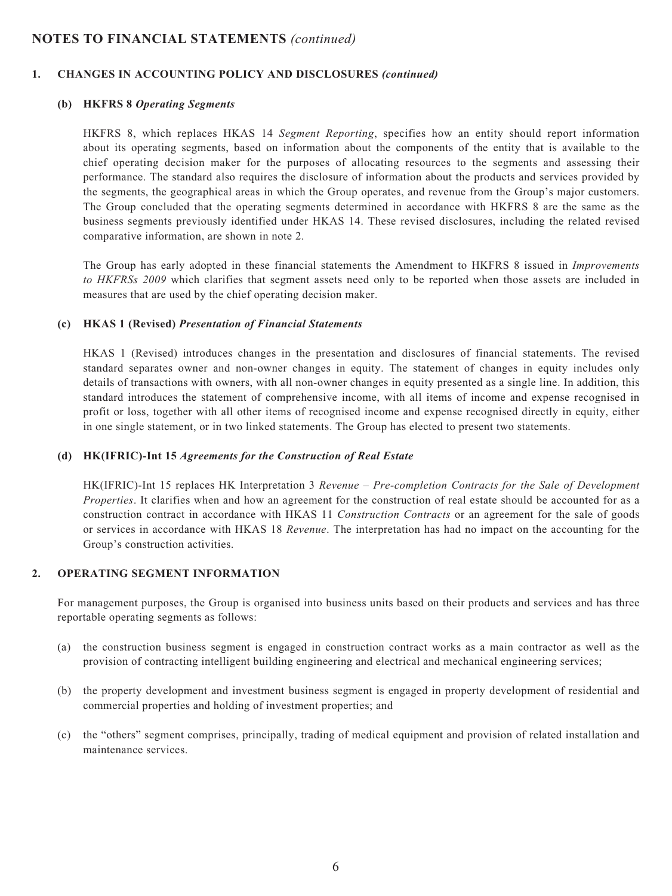## NOTES TO FINANCIAL STATEMENTS *(continued)*

### 1. CHANGES IN ACCOUNTING POLICY AND DISCLOSURES *(continued)*

#### (b) HKFRS 8 *Operating Segments*

HKFRS 8, which replaces HKAS 14 *Segment Reporting*, specifies how an entity should report information about its operating segments, based on information about the components of the entity that is available to the chief operating decision maker for the purposes of allocating resources to the segments and assessing their performance. The standard also requires the disclosure of information about the products and services provided by the segments, the geographical areas in which the Group operates, and revenue from the Group's major customers. The Group concluded that the operating segments determined in accordance with HKFRS 8 are the same as the business segments previously identified under HKAS 14. These revised disclosures, including the related revised comparative information, are shown in note 2.

The Group has early adopted in these financial statements the Amendment to HKFRS 8 issued in *Improvements to HKFRSs 2009* which clarifies that segment assets need only to be reported when those assets are included in measures that are used by the chief operating decision maker.

#### (c) HKAS 1 (Revised) *Presentation of Financial Statements*

HKAS 1 (Revised) introduces changes in the presentation and disclosures of financial statements. The revised standard separates owner and non-owner changes in equity. The statement of changes in equity includes only details of transactions with owners, with all non-owner changes in equity presented as a single line. In addition, this standard introduces the statement of comprehensive income, with all items of income and expense recognised in profit or loss, together with all other items of recognised income and expense recognised directly in equity, either in one single statement, or in two linked statements. The Group has elected to present two statements.

#### (d) HK(IFRIC)-Int 15 *Agreements for the Construction of Real Estate*

HK(IFRIC)-Int 15 replaces HK Interpretation 3 *Revenue – Pre-completion Contracts for the Sale of Development Properties*. It clarifies when and how an agreement for the construction of real estate should be accounted for as a construction contract in accordance with HKAS 11 *Construction Contracts* or an agreement for the sale of goods or services in accordance with HKAS 18 *Revenue*. The interpretation has had no impact on the accounting for the Group's construction activities.

### 2. OPERATING SEGMENT INFORMATION

For management purposes, the Group is organised into business units based on their products and services and has three reportable operating segments as follows:

(a) the construction business segment is engaged in construction contract works as a main contractor as well as the provision of contracting intelligent building engineering and electrical and mechanical engineering services;

(b) the property development and investment business segment is engaged in property development of residential and commercial properties and holding of investment properties; and

(c) the "others" segment comprises, principally, trading of medical equipment and provision of related installation and maintenance services.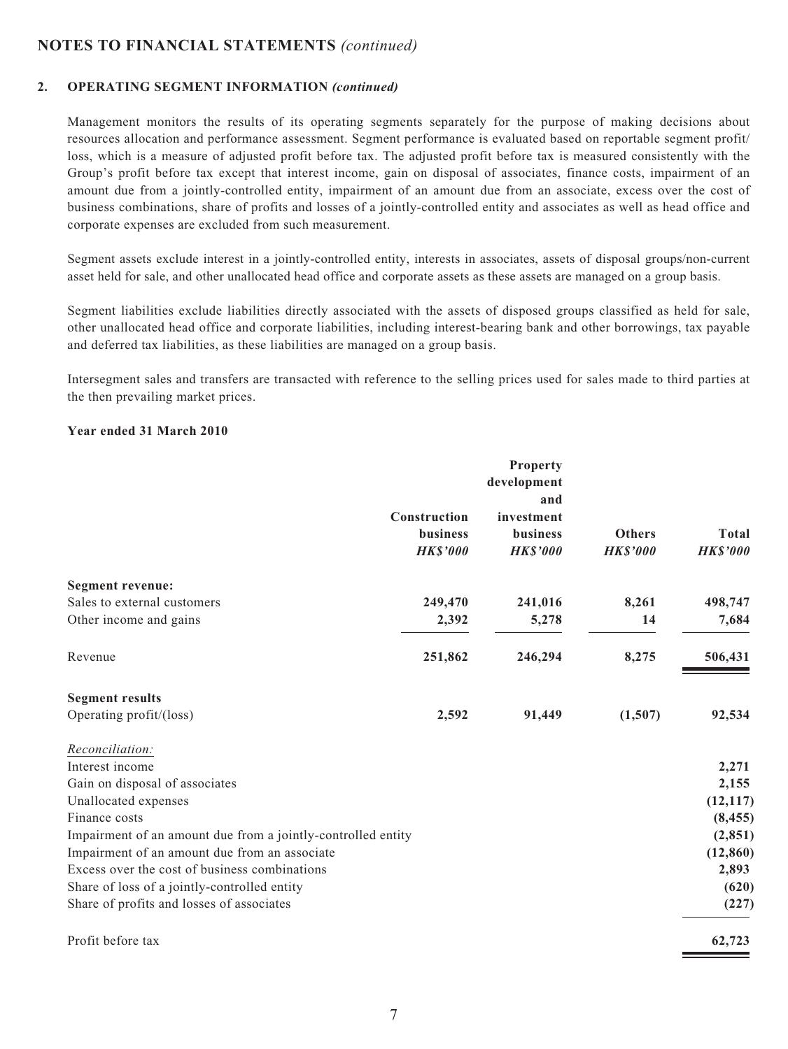## NOTES TO FINANCIAL STATEMENTS *(continued)*

### 2. OPERATING SEGMENT INFORMATION *(continued)*

Management monitors the results of its operating segments separately for the purpose of making decisions about resources allocation and performance assessment. Segment performance is evaluated based on reportable segment profit/loss, which is a measure of adjusted profit before tax. The adjusted profit before tax is measured consistently with the Group's profit before tax except that interest income, gain on disposal of associates, finance costs, impairment of an amount due from a jointly-controlled entity, impairment of an amount due from an associate, excess over the cost of business combinations, share of profits and losses of a jointly-controlled entity and associates as well as head office and corporate expenses are excluded from such measurement.

Segment assets exclude interest in a jointly-controlled entity, interests in associates, assets of disposal groups/non-current asset held for sale, and other unallocated head office and corporate assets as these assets are managed on a group basis.

Segment liabilities exclude liabilities directly associated with the assets of disposed groups classified as held for sale, other unallocated head office and corporate liabilities, including interest-bearing bank and other borrowings, tax payable and deferred tax liabilities, as these liabilities are managed on a group basis.

Intersegment sales and transfers are transacted with reference to the selling prices used for sales made to third parties at the then prevailing market prices.

**Year ended 31 March 2010**

| | Construction business *HK$'000* | Property development and investment business *HK$'000* | Others *HK$'000* | Total *HK$'000* |
|---|---|---|---|---|
| **Segment revenue:** | | | | |
| Sales to external customers | 249,470 | 241,016 | 8,261 | 498,747 |
| Other income and gains | 2,392 | 5,278 | 14 | 7,684 |
| Revenue | 251,862 | 246,294 | 8,275 | 506,431 |
| **Segment results** | | | | |
| Operating profit/(loss) | 2,592 | 91,449 | (1,507) | 92,534 |
| *Reconciliation:* | | | | |
| Interest income | | | | 2,271 |
| Gain on disposal of associates | | | | 2,155 |
| Unallocated expenses | | | | (12,117) |
| Finance costs | | | | (8,455) |
| Impairment of an amount due from a jointly-controlled entity | | | | (2,851) |
| Impairment of an amount due from an associate | | | | (12,860) |
| Excess over the cost of business combinations | | | | 2,893 |
| Share of loss of a jointly-controlled entity | | | | (620) |
| Share of profits and losses of associates | | | | (227) |
| Profit before tax | | | | 62,723 |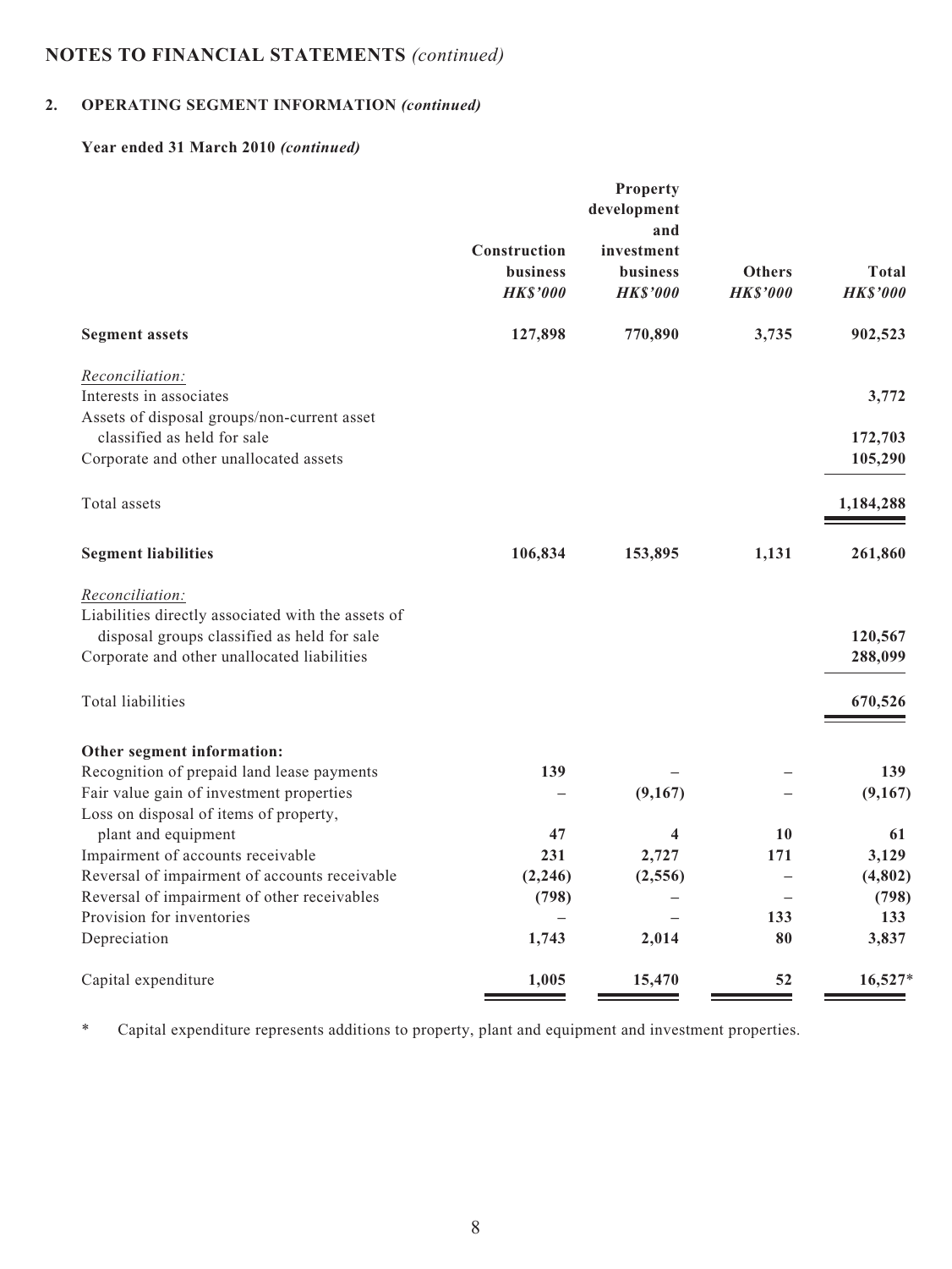# NOTES TO FINANCIAL STATEMENTS *(continued)*

## 2. OPERATING SEGMENT INFORMATION *(continued)*

### Year ended 31 March 2010 *(continued)*

| | Construction business *HK$'000* | Property development and investment business *HK$'000* | Others *HK$'000* | Total *HK$'000* |
|---|---|---|---|---|
| **Segment assets** | **127,898** | **770,890** | **3,735** | **902,523** |
| *Reconciliation:* | | | | |
| Interests in associates | | | | **3,772** |
| Assets of disposal groups/non-current asset classified as held for sale | | | | **172,703** |
| Corporate and other unallocated assets | | | | **105,290** |
| Total assets | | | | **1,184,288** |
| **Segment liabilities** | **106,834** | **153,895** | **1,131** | **261,860** |
| *Reconciliation:* | | | | |
| Liabilities directly associated with the assets of disposal groups classified as held for sale | | | | **120,567** |
| Corporate and other unallocated liabilities | | | | **288,099** |
| Total liabilities | | | | **670,526** |
| **Other segment information:** | | | | |
| Recognition of prepaid land lease payments | **139** | **–** | **–** | **139** |
| Fair value gain of investment properties | **–** | **(9,167)** | **–** | **(9,167)** |
| Loss on disposal of items of property, plant and equipment | **47** | **4** | **10** | **61** |
| Impairment of accounts receivable | **231** | **2,727** | **171** | **3,129** |
| Reversal of impairment of accounts receivable | **(2,246)** | **(2,556)** | **–** | **(4,802)** |
| Reversal of impairment of other receivables | **(798)** | **–** | **–** | **(798)** |
| Provision for inventories | **–** | **–** | **133** | **133** |
| Depreciation | **1,743** | **2,014** | **80** | **3,837** |
| Capital expenditure | **1,005** | **15,470** | **52** | **16,527*** |

\* Capital expenditure represents additions to property, plant and equipment and investment properties.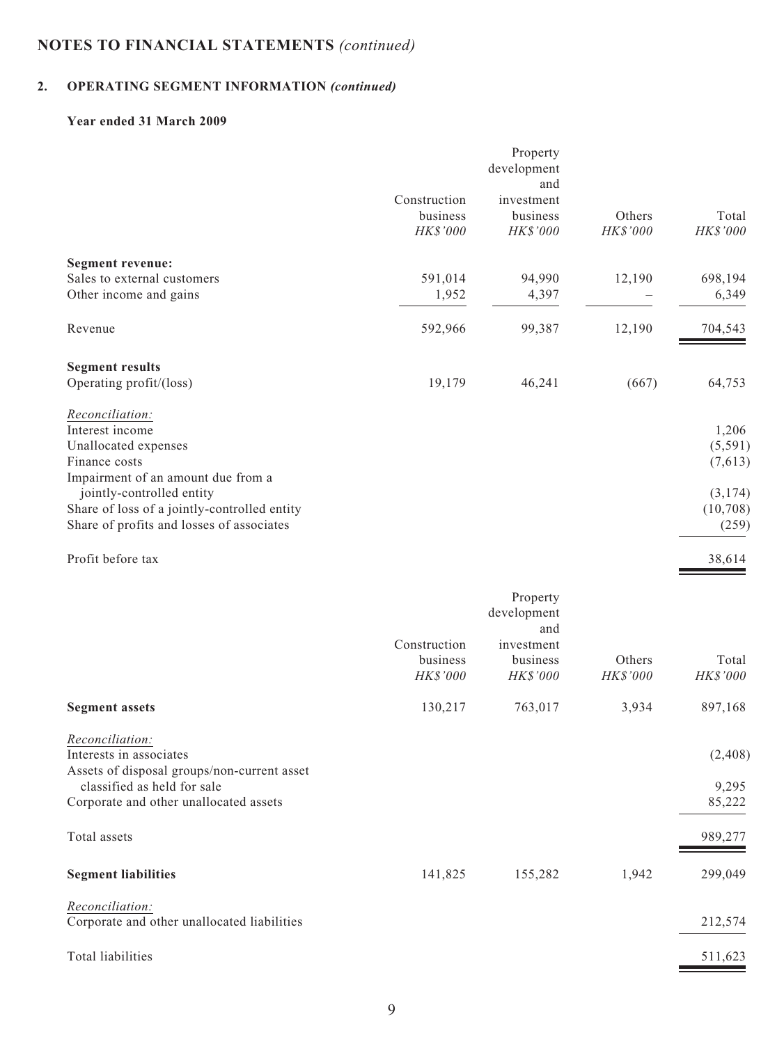# NOTES TO FINANCIAL STATEMENTS *(continued)*

## 2. OPERATING SEGMENT INFORMATION *(continued)*

### Year ended 31 March 2009

| | Construction business *HK$'000* | Property development and investment business *HK$'000* | Others *HK$'000* | Total *HK$'000* |
|---|---|---|---|---|
| **Segment revenue:** | | | | |
| Sales to external customers | 591,014 | 94,990 | 12,190 | 698,194 |
| Other income and gains | 1,952 | 4,397 | – | 6,349 |
| Revenue | 592,966 | 99,387 | 12,190 | 704,543 |
| **Segment results** | | | | |
| Operating profit/(loss) | 19,179 | 46,241 | (667) | 64,753 |
| *Reconciliation:* | | | | |
| Interest income | | | | 1,206 |
| Unallocated expenses | | | | (5,591) |
| Finance costs | | | | (7,613) |
| Impairment of an amount due from a jointly-controlled entity | | | | (3,174) |
| Share of loss of a jointly-controlled entity | | | | (10,708) |
| Share of profits and losses of associates | | | | (259) |
| Profit before tax | | | | 38,614 |

| | Construction business *HK$'000* | Property development and investment business *HK$'000* | Others *HK$'000* | Total *HK$'000* |
|---|---|---|---|---|
| **Segment assets** | 130,217 | 763,017 | 3,934 | 897,168 |
| *Reconciliation:* | | | | |
| Interests in associates | | | | (2,408) |
| Assets of disposal groups/non-current asset classified as held for sale | | | | 9,295 |
| Corporate and other unallocated assets | | | | 85,222 |
| Total assets | | | | 989,277 |
| **Segment liabilities** | 141,825 | 155,282 | 1,942 | 299,049 |
| *Reconciliation:* | | | | |
| Corporate and other unallocated liabilities | | | | 212,574 |
| Total liabilities | | | | 511,623 |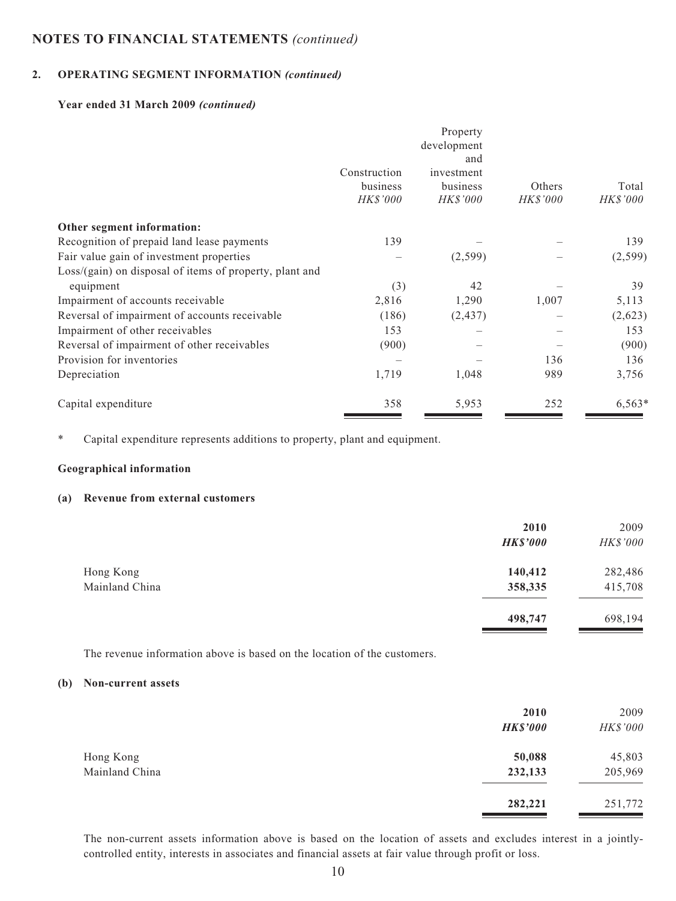# NOTES TO FINANCIAL STATEMENTS *(continued)*

## 2. OPERATING SEGMENT INFORMATION *(continued)*

### Year ended 31 March 2009 *(continued)*

| | Construction business *HK$'000* | Property development and investment business *HK$'000* | Others *HK$'000* | Total *HK$'000* |
|---|---|---|---|---|
| **Other segment information:** | | | | |
| Recognition of prepaid land lease payments | 139 | – | – | 139 |
| Fair value gain of investment properties | – | (2,599) | – | (2,599) |
| Loss/(gain) on disposal of items of property, plant and equipment | (3) | 42 | – | 39 |
| Impairment of accounts receivable | 2,816 | 1,290 | 1,007 | 5,113 |
| Reversal of impairment of accounts receivable | (186) | (2,437) | – | (2,623) |
| Impairment of other receivables | 153 | – | – | 153 |
| Reversal of impairment of other receivables | (900) | – | – | (900) |
| Provision for inventories | – | – | 136 | 136 |
| Depreciation | 1,719 | 1,048 | 989 | 3,756 |
| Capital expenditure | 358 | 5,953 | 252 | 6,563* |

\* Capital expenditure represents additions to property, plant and equipment.

### Geographical information

#### (a) Revenue from external customers

| | **2010** ***HK$'000*** | 2009 *HK$'000* |
|---|---|---|
| Hong Kong | **140,412** | 282,486 |
| Mainland China | **358,335** | 415,708 |
| | **498,747** | 698,194 |

The revenue information above is based on the location of the customers.

#### (b) Non-current assets

| | **2010** ***HK$'000*** | 2009 *HK$'000* |
|---|---|---|
| Hong Kong | **50,088** | 45,803 |
| Mainland China | **232,133** | 205,969 |
| | **282,221** | 251,772 |

The non-current assets information above is based on the location of assets and excludes interest in a jointly-controlled entity, interests in associates and financial assets at fair value through profit or loss.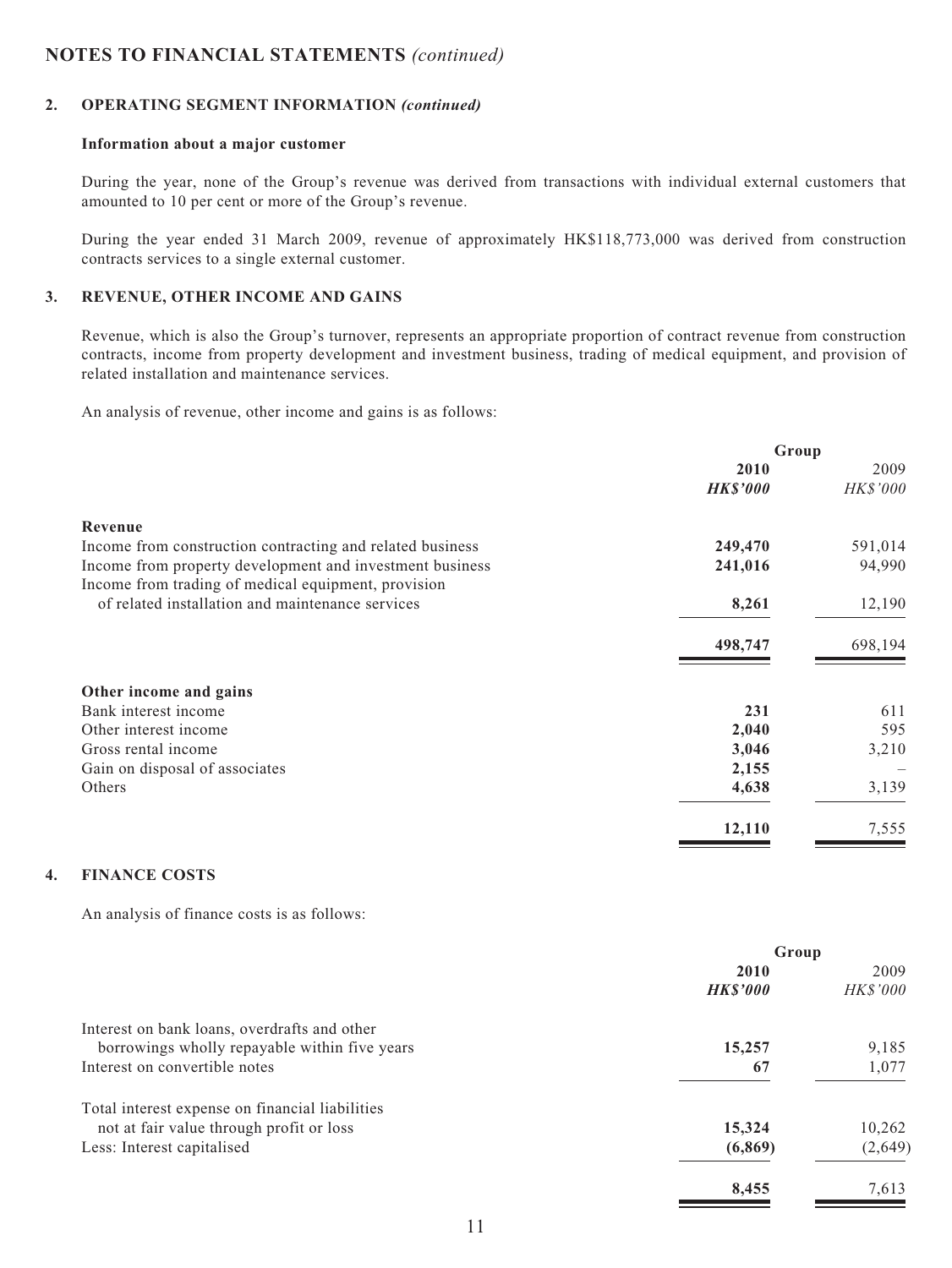# NOTES TO FINANCIAL STATEMENTS *(continued)*

## 2. OPERATING SEGMENT INFORMATION *(continued)*

### Information about a major customer

During the year, none of the Group's revenue was derived from transactions with individual external customers that amounted to 10 per cent or more of the Group's revenue.

During the year ended 31 March 2009, revenue of approximately HK$118,773,000 was derived from construction contracts services to a single external customer.

## 3. REVENUE, OTHER INCOME AND GAINS

Revenue, which is also the Group's turnover, represents an appropriate proportion of contract revenue from construction contracts, income from property development and investment business, trading of medical equipment, and provision of related installation and maintenance services.

An analysis of revenue, other income and gains is as follows:

| | Group | |
|---|---|---|
| | **2010** | 2009 |
| | ***HK$'000*** | *HK$'000* |
| **Revenue** | | |
| Income from construction contracting and related business | **249,470** | 591,014 |
| Income from property development and investment business | **241,016** | 94,990 |
| Income from trading of medical equipment, provision of related installation and maintenance services | **8,261** | 12,190 |
| | **498,747** | 698,194 |
| **Other income and gains** | | |
| Bank interest income | **231** | 611 |
| Other interest income | **2,040** | 595 |
| Gross rental income | **3,046** | 3,210 |
| Gain on disposal of associates | **2,155** | – |
| Others | **4,638** | 3,139 |
| | **12,110** | 7,555 |

## 4. FINANCE COSTS

An analysis of finance costs is as follows:

| | Group | |
|---|---|---|
| | **2010** | 2009 |
| | ***HK$'000*** | *HK$'000* |
| Interest on bank loans, overdrafts and other borrowings wholly repayable within five years | **15,257** | 9,185 |
| Interest on convertible notes | **67** | 1,077 |
| Total interest expense on financial liabilities not at fair value through profit or loss | **15,324** | 10,262 |
| Less: Interest capitalised | **(6,869)** | (2,649) |
| | **8,455** | 7,613 |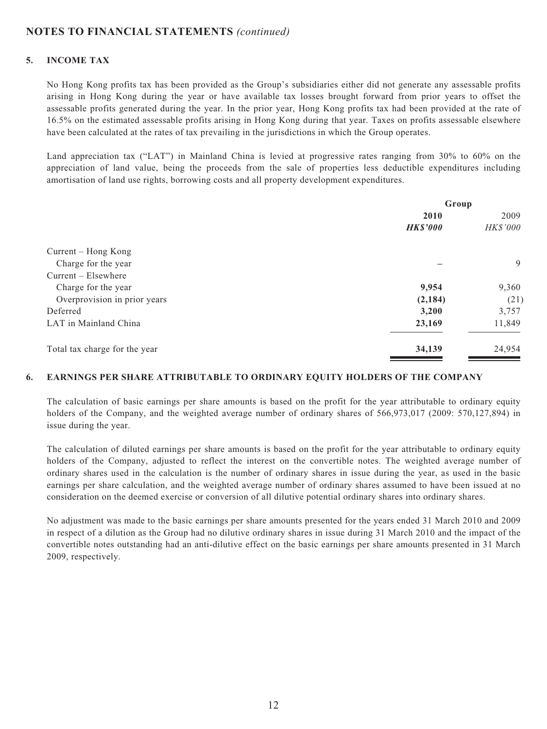## NOTES TO FINANCIAL STATEMENTS *(continued)*

### 5. INCOME TAX

No Hong Kong profits tax has been provided as the Group's subsidiaries either did not generate any assessable profits arising in Hong Kong during the year or have available tax losses brought forward from prior years to offset the assessable profits generated during the year. In the prior year, Hong Kong profits tax had been provided at the rate of 16.5% on the estimated assessable profits arising in Hong Kong during that year. Taxes on profits assessable elsewhere have been calculated at the rates of tax prevailing in the jurisdictions in which the Group operates.

Land appreciation tax ("LAT") in Mainland China is levied at progressive rates ranging from 30% to 60% on the appreciation of land value, being the proceeds from the sale of properties less deductible expenditures including amortisation of land use rights, borrowing costs and all property development expenditures.

| | Group | |
|---|---|---|
| | **2010** | 2009 |
| | ***HK$'000*** | *HK$'000* |
| Current – Hong Kong | | |
| Charge for the year | **–** | 9 |
| Current – Elsewhere | | |
| Charge for the year | **9,954** | 9,360 |
| Overprovision in prior years | **(2,184)** | (21) |
| Deferred | **3,200** | 3,757 |
| LAT in Mainland China | **23,169** | 11,849 |
| Total tax charge for the year | **34,139** | 24,954 |

### 6. EARNINGS PER SHARE ATTRIBUTABLE TO ORDINARY EQUITY HOLDERS OF THE COMPANY

The calculation of basic earnings per share amounts is based on the profit for the year attributable to ordinary equity holders of the Company, and the weighted average number of ordinary shares of 566,973,017 (2009: 570,127,894) in issue during the year.

The calculation of diluted earnings per share amounts is based on the profit for the year attributable to ordinary equity holders of the Company, adjusted to reflect the interest on the convertible notes. The weighted average number of ordinary shares used in the calculation is the number of ordinary shares in issue during the year, as used in the basic earnings per share calculation, and the weighted average number of ordinary shares assumed to have been issued at no consideration on the deemed exercise or conversion of all dilutive potential ordinary shares into ordinary shares.

No adjustment was made to the basic earnings per share amounts presented for the years ended 31 March 2010 and 2009 in respect of a dilution as the Group had no dilutive ordinary shares in issue during 31 March 2010 and the impact of the convertible notes outstanding had an anti-dilutive effect on the basic earnings per share amounts presented in 31 March 2009, respectively.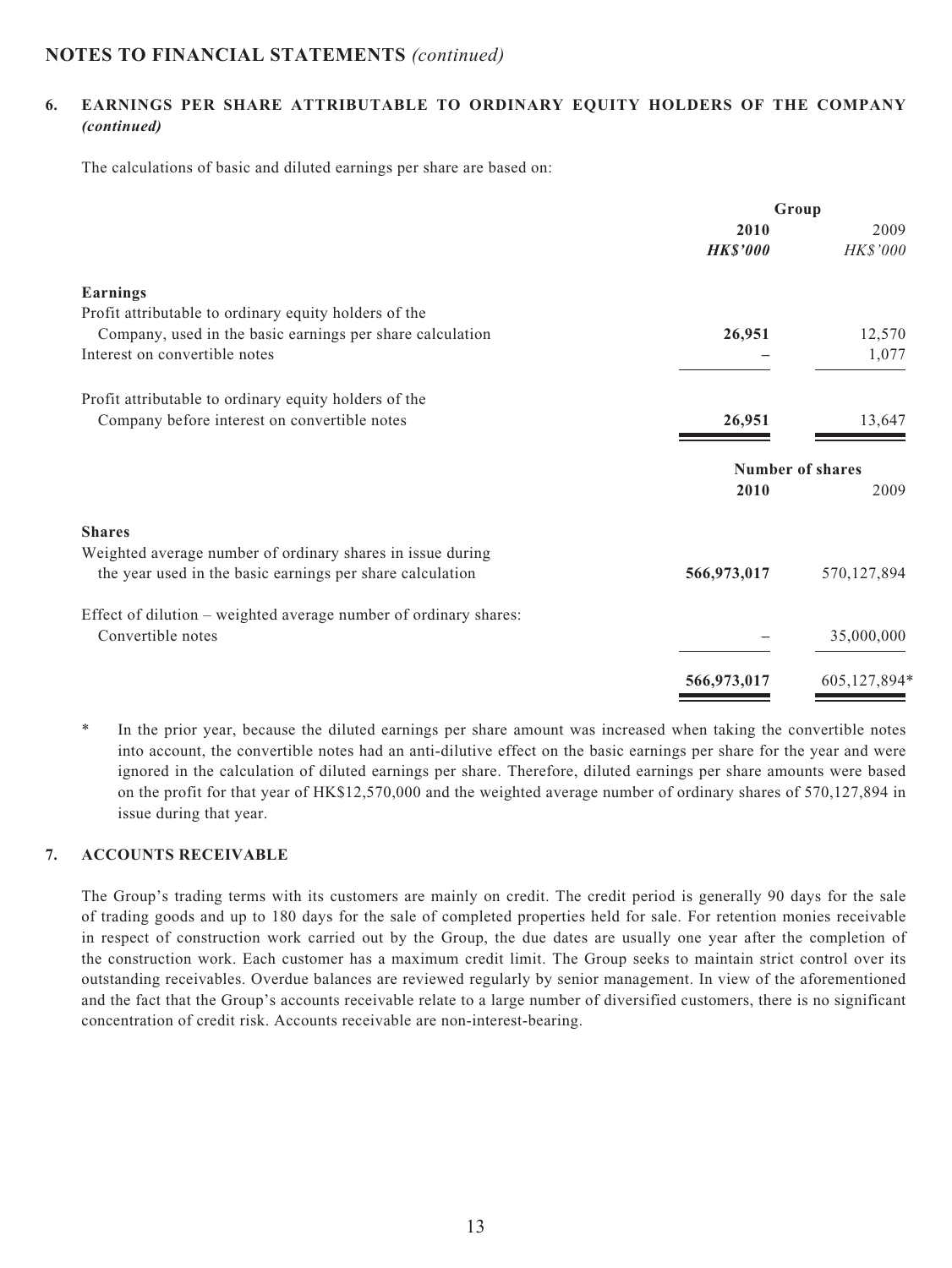## NOTES TO FINANCIAL STATEMENTS *(continued)*

### 6. EARNINGS PER SHARE ATTRIBUTABLE TO ORDINARY EQUITY HOLDERS OF THE COMPANY *(continued)*

The calculations of basic and diluted earnings per share are based on:

| | Group | |
|---|---|---|
| | **2010** | 2009 |
| | ***HK$'000*** | *HK$'000* |
| **Earnings** | | |
| Profit attributable to ordinary equity holders of the Company, used in the basic earnings per share calculation | **26,951** | 12,570 |
| Interest on convertible notes | – | 1,077 |
| Profit attributable to ordinary equity holders of the Company before interest on convertible notes | **26,951** | 13,647 |

| | Number of shares | |
|---|---|---|
| | **2010** | 2009 |
| **Shares** | | |
| Weighted average number of ordinary shares in issue during the year used in the basic earnings per share calculation | **566,973,017** | 570,127,894 |
| Effect of dilution – weighted average number of ordinary shares: Convertible notes | – | 35,000,000 |
| | **566,973,017** | 605,127,894* |

\* In the prior year, because the diluted earnings per share amount was increased when taking the convertible notes into account, the convertible notes had an anti-dilutive effect on the basic earnings per share for the year and were ignored in the calculation of diluted earnings per share. Therefore, diluted earnings per share amounts were based on the profit for that year of HK$12,570,000 and the weighted average number of ordinary shares of 570,127,894 in issue during that year.

### 7. ACCOUNTS RECEIVABLE

The Group's trading terms with its customers are mainly on credit. The credit period is generally 90 days for the sale of trading goods and up to 180 days for the sale of completed properties held for sale. For retention monies receivable in respect of construction work carried out by the Group, the due dates are usually one year after the completion of the construction work. Each customer has a maximum credit limit. The Group seeks to maintain strict control over its outstanding receivables. Overdue balances are reviewed regularly by senior management. In view of the aforementioned and the fact that the Group's accounts receivable relate to a large number of diversified customers, there is no significant concentration of credit risk. Accounts receivable are non-interest-bearing.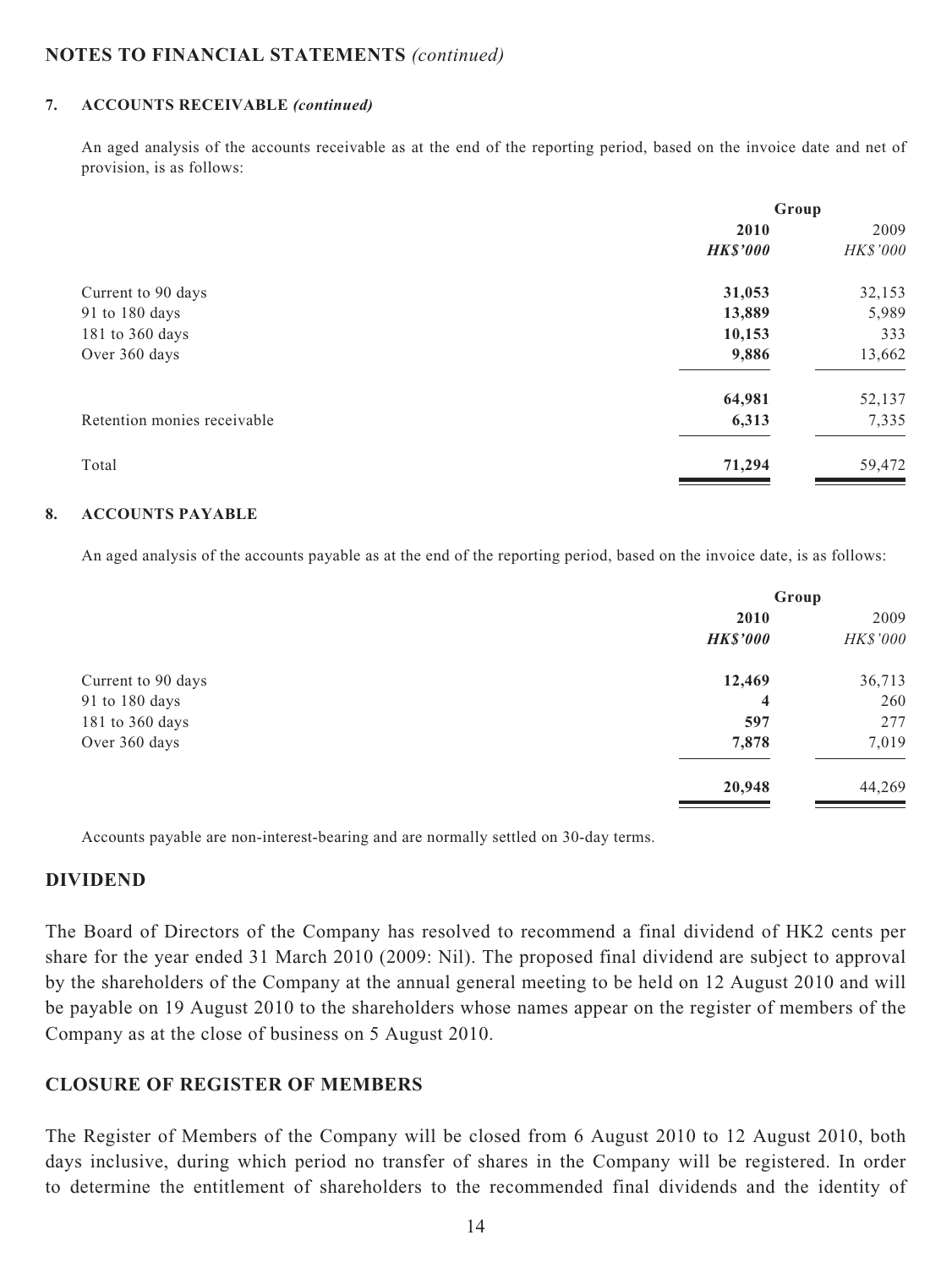## NOTES TO FINANCIAL STATEMENTS *(continued)*

### 7. ACCOUNTS RECEIVABLE *(continued)*

An aged analysis of the accounts receivable as at the end of the reporting period, based on the invoice date and net of provision, is as follows:

| | Group | |
|---|---|---|
| | **2010** | 2009 |
| | ***HK$'000*** | *HK$'000* |
| Current to 90 days | **31,053** | 32,153 |
| 91 to 180 days | **13,889** | 5,989 |
| 181 to 360 days | **10,153** | 333 |
| Over 360 days | **9,886** | 13,662 |
| | **64,981** | 52,137 |
| Retention monies receivable | **6,313** | 7,335 |
| Total | **71,294** | 59,472 |

### 8. ACCOUNTS PAYABLE

An aged analysis of the accounts payable as at the end of the reporting period, based on the invoice date, is as follows:

| | Group | |
|---|---|---|
| | **2010** | 2009 |
| | ***HK$'000*** | *HK$'000* |
| Current to 90 days | **12,469** | 36,713 |
| 91 to 180 days | **4** | 260 |
| 181 to 360 days | **597** | 277 |
| Over 360 days | **7,878** | 7,019 |
| | **20,948** | 44,269 |

Accounts payable are non-interest-bearing and are normally settled on 30-day terms.

## DIVIDEND

The Board of Directors of the Company has resolved to recommend a final dividend of HK2 cents per share for the year ended 31 March 2010 (2009: Nil). The proposed final dividend are subject to approval by the shareholders of the Company at the annual general meeting to be held on 12 August 2010 and will be payable on 19 August 2010 to the shareholders whose names appear on the register of members of the Company as at the close of business on 5 August 2010.

## CLOSURE OF REGISTER OF MEMBERS

The Register of Members of the Company will be closed from 6 August 2010 to 12 August 2010, both days inclusive, during which period no transfer of shares in the Company will be registered. In order to determine the entitlement of shareholders to the recommended final dividends and the identity of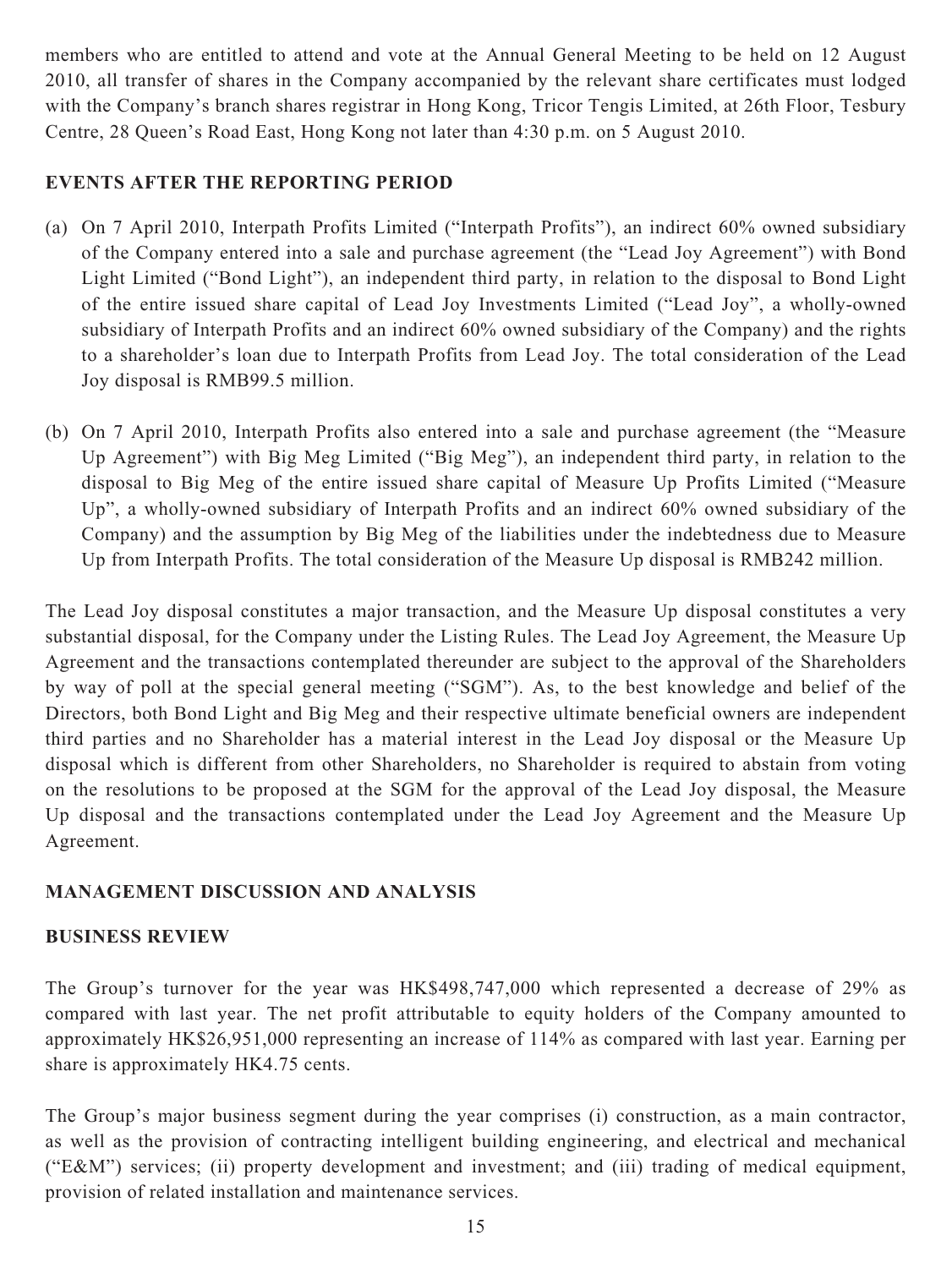members who are entitled to attend and vote at the Annual General Meeting to be held on 12 August 2010, all transfer of shares in the Company accompanied by the relevant share certificates must lodged with the Company's branch shares registrar in Hong Kong, Tricor Tengis Limited, at 26th Floor, Tesbury Centre, 28 Queen's Road East, Hong Kong not later than 4:30 p.m. on 5 August 2010.

## EVENTS AFTER THE REPORTING PERIOD

(a) On 7 April 2010, Interpath Profits Limited ("Interpath Profits"), an indirect 60% owned subsidiary of the Company entered into a sale and purchase agreement (the "Lead Joy Agreement") with Bond Light Limited ("Bond Light"), an independent third party, in relation to the disposal to Bond Light of the entire issued share capital of Lead Joy Investments Limited ("Lead Joy", a wholly-owned subsidiary of Interpath Profits and an indirect 60% owned subsidiary of the Company) and the rights to a shareholder's loan due to Interpath Profits from Lead Joy. The total consideration of the Lead Joy disposal is RMB99.5 million.

(b) On 7 April 2010, Interpath Profits also entered into a sale and purchase agreement (the "Measure Up Agreement") with Big Meg Limited ("Big Meg"), an independent third party, in relation to the disposal to Big Meg of the entire issued share capital of Measure Up Profits Limited ("Measure Up", a wholly-owned subsidiary of Interpath Profits and an indirect 60% owned subsidiary of the Company) and the assumption by Big Meg of the liabilities under the indebtedness due to Measure Up from Interpath Profits. The total consideration of the Measure Up disposal is RMB242 million.

The Lead Joy disposal constitutes a major transaction, and the Measure Up disposal constitutes a very substantial disposal, for the Company under the Listing Rules. The Lead Joy Agreement, the Measure Up Agreement and the transactions contemplated thereunder are subject to the approval of the Shareholders by way of poll at the special general meeting ("SGM"). As, to the best knowledge and belief of the Directors, both Bond Light and Big Meg and their respective ultimate beneficial owners are independent third parties and no Shareholder has a material interest in the Lead Joy disposal or the Measure Up disposal which is different from other Shareholders, no Shareholder is required to abstain from voting on the resolutions to be proposed at the SGM for the approval of the Lead Joy disposal, the Measure Up disposal and the transactions contemplated under the Lead Joy Agreement and the Measure Up Agreement.

## MANAGEMENT DISCUSSION AND ANALYSIS

## BUSINESS REVIEW

The Group's turnover for the year was HK$498,747,000 which represented a decrease of 29% as compared with last year. The net profit attributable to equity holders of the Company amounted to approximately HK$26,951,000 representing an increase of 114% as compared with last year. Earning per share is approximately HK4.75 cents.

The Group's major business segment during the year comprises (i) construction, as a main contractor, as well as the provision of contracting intelligent building engineering, and electrical and mechanical ("E&M") services; (ii) property development and investment; and (iii) trading of medical equipment, provision of related installation and maintenance services.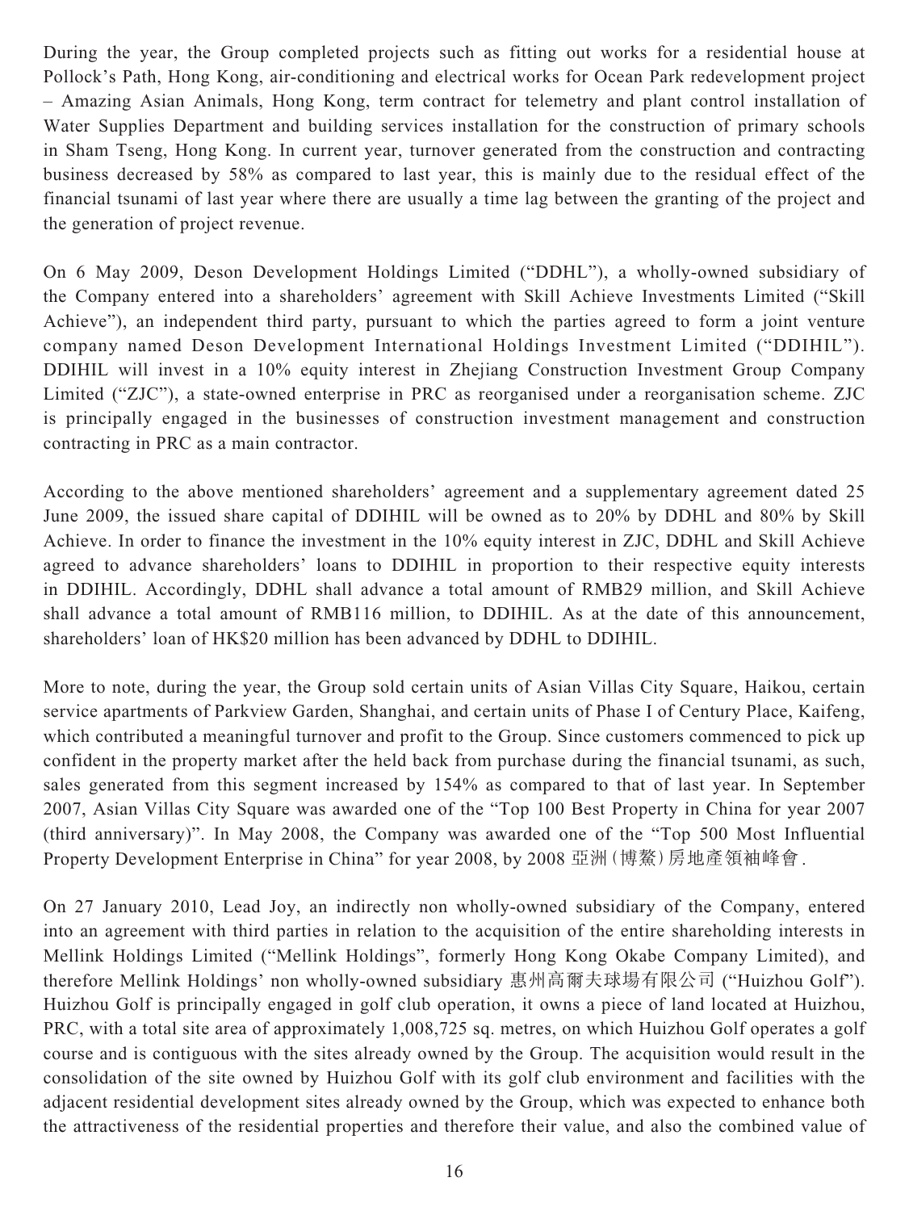During the year, the Group completed projects such as fitting out works for a residential house at Pollock's Path, Hong Kong, air-conditioning and electrical works for Ocean Park redevelopment project – Amazing Asian Animals, Hong Kong, term contract for telemetry and plant control installation of Water Supplies Department and building services installation for the construction of primary schools in Sham Tseng, Hong Kong. In current year, turnover generated from the construction and contracting business decreased by 58% as compared to last year, this is mainly due to the residual effect of the financial tsunami of last year where there are usually a time lag between the granting of the project and the generation of project revenue.

On 6 May 2009, Deson Development Holdings Limited ("DDHL"), a wholly-owned subsidiary of the Company entered into a shareholders' agreement with Skill Achieve Investments Limited ("Skill Achieve"), an independent third party, pursuant to which the parties agreed to form a joint venture company named Deson Development International Holdings Investment Limited ("DDIHIL"). DDIHIL will invest in a 10% equity interest in Zhejiang Construction Investment Group Company Limited ("ZJC"), a state-owned enterprise in PRC as reorganised under a reorganisation scheme. ZJC is principally engaged in the businesses of construction investment management and construction contracting in PRC as a main contractor.

According to the above mentioned shareholders' agreement and a supplementary agreement dated 25 June 2009, the issued share capital of DDIHIL will be owned as to 20% by DDHL and 80% by Skill Achieve. In order to finance the investment in the 10% equity interest in ZJC, DDHL and Skill Achieve agreed to advance shareholders' loans to DDIHIL in proportion to their respective equity interests in DDIHIL. Accordingly, DDHL shall advance a total amount of RMB29 million, and Skill Achieve shall advance a total amount of RMB116 million, to DDIHIL. As at the date of this announcement, shareholders' loan of HK$20 million has been advanced by DDHL to DDIHIL.

More to note, during the year, the Group sold certain units of Asian Villas City Square, Haikou, certain service apartments of Parkview Garden, Shanghai, and certain units of Phase I of Century Place, Kaifeng, which contributed a meaningful turnover and profit to the Group. Since customers commenced to pick up confident in the property market after the held back from purchase during the financial tsunami, as such, sales generated from this segment increased by 154% as compared to that of last year. In September 2007, Asian Villas City Square was awarded one of the "Top 100 Best Property in China for year 2007 (third anniversary)". In May 2008, the Company was awarded one of the "Top 500 Most Influential Property Development Enterprise in China" for year 2008, by 2008 亞洲(博鰲)房地產領袖峰會.

On 27 January 2010, Lead Joy, an indirectly non wholly-owned subsidiary of the Company, entered into an agreement with third parties in relation to the acquisition of the entire shareholding interests in Mellink Holdings Limited ("Mellink Holdings", formerly Hong Kong Okabe Company Limited), and therefore Mellink Holdings' non wholly-owned subsidiary 惠州高爾夫球場有限公司 ("Huizhou Golf"). Huizhou Golf is principally engaged in golf club operation, it owns a piece of land located at Huizhou, PRC, with a total site area of approximately 1,008,725 sq. metres, on which Huizhou Golf operates a golf course and is contiguous with the sites already owned by the Group. The acquisition would result in the consolidation of the site owned by Huizhou Golf with its golf club environment and facilities with the adjacent residential development sites already owned by the Group, which was expected to enhance both the attractiveness of the residential properties and therefore their value, and also the combined value of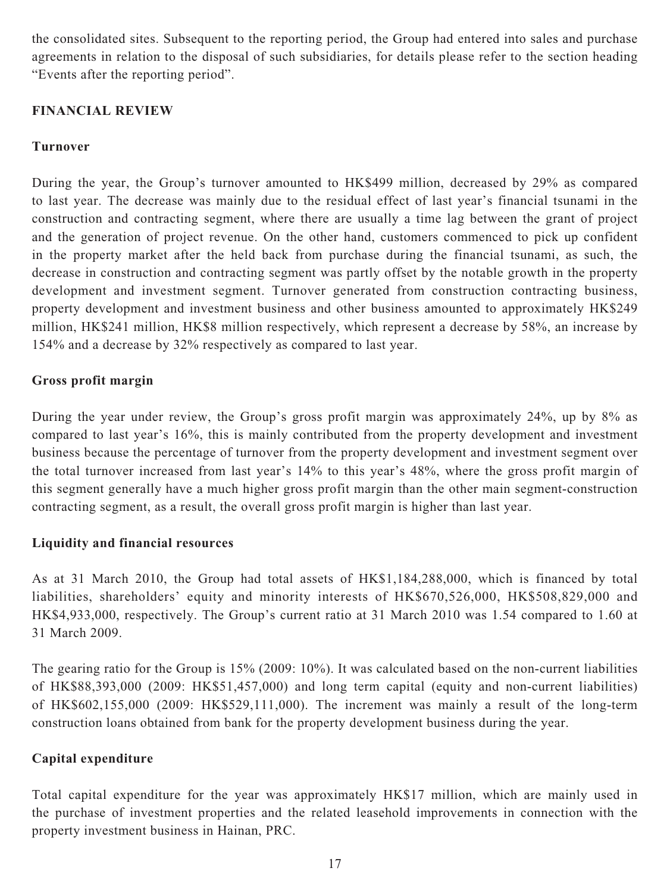the consolidated sites. Subsequent to the reporting period, the Group had entered into sales and purchase agreements in relation to the disposal of such subsidiaries, for details please refer to the section heading "Events after the reporting period".

## FINANCIAL REVIEW

### Turnover

During the year, the Group's turnover amounted to HK$499 million, decreased by 29% as compared to last year. The decrease was mainly due to the residual effect of last year's financial tsunami in the construction and contracting segment, where there are usually a time lag between the grant of project and the generation of project revenue. On the other hand, customers commenced to pick up confident in the property market after the held back from purchase during the financial tsunami, as such, the decrease in construction and contracting segment was partly offset by the notable growth in the property development and investment segment. Turnover generated from construction contracting business, property development and investment business and other business amounted to approximately HK$249 million, HK$241 million, HK$8 million respectively, which represent a decrease by 58%, an increase by 154% and a decrease by 32% respectively as compared to last year.

### Gross profit margin

During the year under review, the Group's gross profit margin was approximately 24%, up by 8% as compared to last year's 16%, this is mainly contributed from the property development and investment business because the percentage of turnover from the property development and investment segment over the total turnover increased from last year's 14% to this year's 48%, where the gross profit margin of this segment generally have a much higher gross profit margin than the other main segment-construction contracting segment, as a result, the overall gross profit margin is higher than last year.

### Liquidity and financial resources

As at 31 March 2010, the Group had total assets of HK$1,184,288,000, which is financed by total liabilities, shareholders' equity and minority interests of HK$670,526,000, HK$508,829,000 and HK$4,933,000, respectively. The Group's current ratio at 31 March 2010 was 1.54 compared to 1.60 at 31 March 2009.

The gearing ratio for the Group is 15% (2009: 10%). It was calculated based on the non-current liabilities of HK$88,393,000 (2009: HK$51,457,000) and long term capital (equity and non-current liabilities) of HK$602,155,000 (2009: HK$529,111,000). The increment was mainly a result of the long-term construction loans obtained from bank for the property development business during the year.

### Capital expenditure

Total capital expenditure for the year was approximately HK$17 million, which are mainly used in the purchase of investment properties and the related leasehold improvements in connection with the property investment business in Hainan, PRC.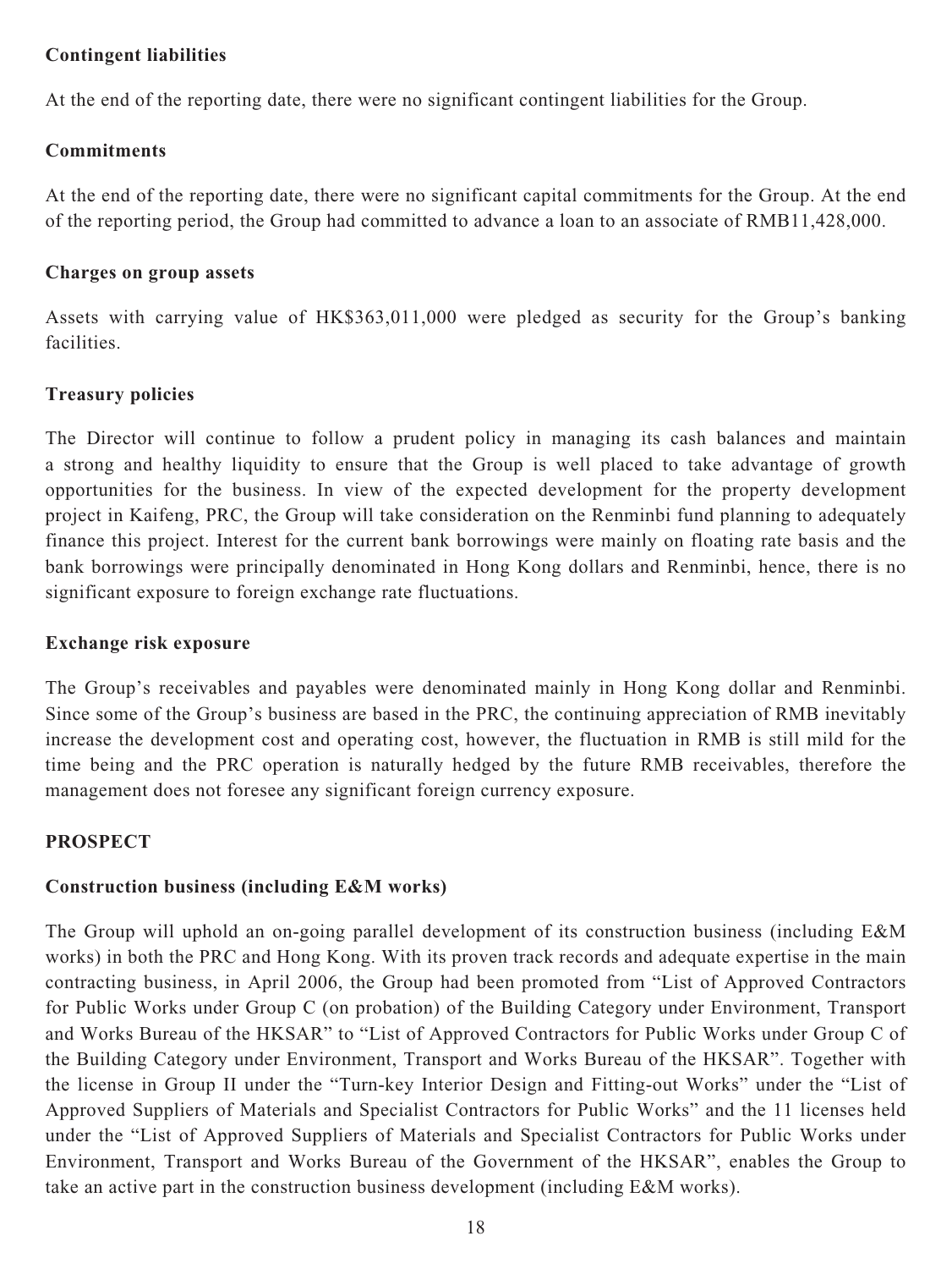**Contingent liabilities**

At the end of the reporting date, there were no significant contingent liabilities for the Group.

**Commitments**

At the end of the reporting date, there were no significant capital commitments for the Group. At the end of the reporting period, the Group had committed to advance a loan to an associate of RMB11,428,000.

**Charges on group assets**

Assets with carrying value of HK$363,011,000 were pledged as security for the Group's banking facilities.

**Treasury policies**

The Director will continue to follow a prudent policy in managing its cash balances and maintain a strong and healthy liquidity to ensure that the Group is well placed to take advantage of growth opportunities for the business. In view of the expected development for the property development project in Kaifeng, PRC, the Group will take consideration on the Renminbi fund planning to adequately finance this project. Interest for the current bank borrowings were mainly on floating rate basis and the bank borrowings were principally denominated in Hong Kong dollars and Renminbi, hence, there is no significant exposure to foreign exchange rate fluctuations.

**Exchange risk exposure**

The Group's receivables and payables were denominated mainly in Hong Kong dollar and Renminbi. Since some of the Group's business are based in the PRC, the continuing appreciation of RMB inevitably increase the development cost and operating cost, however, the fluctuation in RMB is still mild for the time being and the PRC operation is naturally hedged by the future RMB receivables, therefore the management does not foresee any significant foreign currency exposure.

## PROSPECT

**Construction business (including E&M works)**

The Group will uphold an on-going parallel development of its construction business (including E&M works) in both the PRC and Hong Kong. With its proven track records and adequate expertise in the main contracting business, in April 2006, the Group had been promoted from "List of Approved Contractors for Public Works under Group C (on probation) of the Building Category under Environment, Transport and Works Bureau of the HKSAR" to "List of Approved Contractors for Public Works under Group C of the Building Category under Environment, Transport and Works Bureau of the HKSAR". Together with the license in Group II under the "Turn-key Interior Design and Fitting-out Works" under the "List of Approved Suppliers of Materials and Specialist Contractors for Public Works" and the 11 licenses held under the "List of Approved Suppliers of Materials and Specialist Contractors for Public Works under Environment, Transport and Works Bureau of the Government of the HKSAR", enables the Group to take an active part in the construction business development (including E&M works).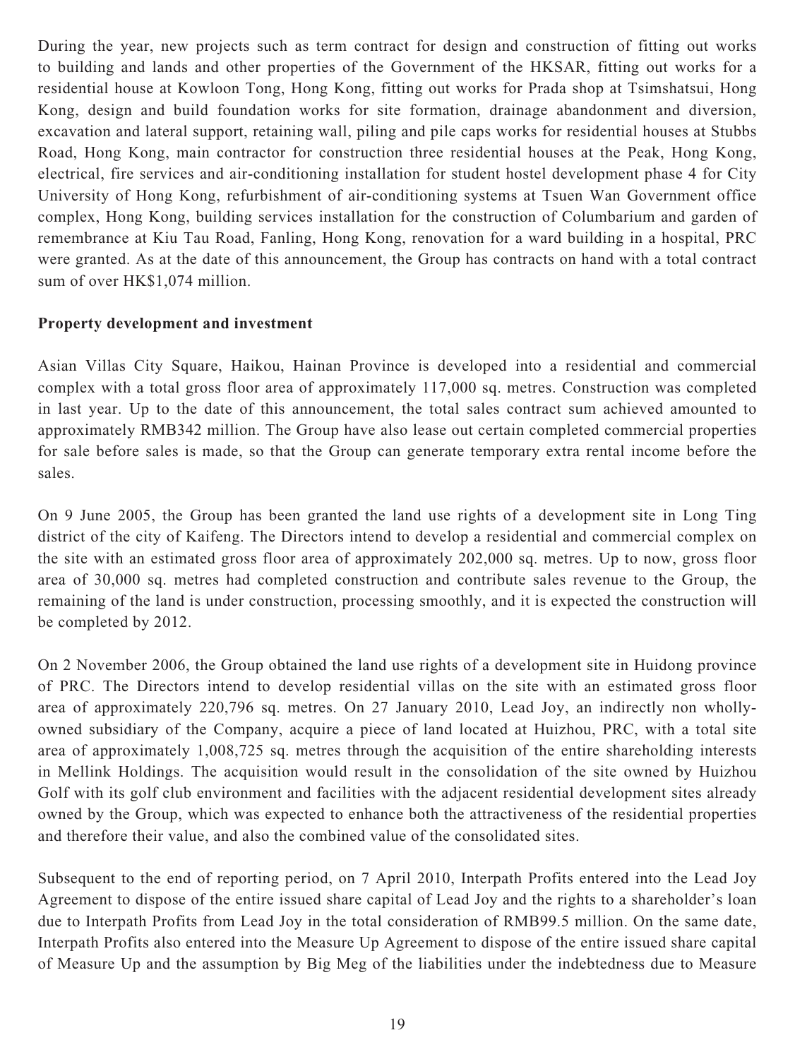During the year, new projects such as term contract for design and construction of fitting out works to building and lands and other properties of the Government of the HKSAR, fitting out works for a residential house at Kowloon Tong, Hong Kong, fitting out works for Prada shop at Tsimshatsui, Hong Kong, design and build foundation works for site formation, drainage abandonment and diversion, excavation and lateral support, retaining wall, piling and pile caps works for residential houses at Stubbs Road, Hong Kong, main contractor for construction three residential houses at the Peak, Hong Kong, electrical, fire services and air-conditioning installation for student hostel development phase 4 for City University of Hong Kong, refurbishment of air-conditioning systems at Tsuen Wan Government office complex, Hong Kong, building services installation for the construction of Columbarium and garden of remembrance at Kiu Tau Road, Fanling, Hong Kong, renovation for a ward building in a hospital, PRC were granted. As at the date of this announcement, the Group has contracts on hand with a total contract sum of over HK$1,074 million.

**Property development and investment**

Asian Villas City Square, Haikou, Hainan Province is developed into a residential and commercial complex with a total gross floor area of approximately 117,000 sq. metres. Construction was completed in last year. Up to the date of this announcement, the total sales contract sum achieved amounted to approximately RMB342 million. The Group have also lease out certain completed commercial properties for sale before sales is made, so that the Group can generate temporary extra rental income before the sales.

On 9 June 2005, the Group has been granted the land use rights of a development site in Long Ting district of the city of Kaifeng. The Directors intend to develop a residential and commercial complex on the site with an estimated gross floor area of approximately 202,000 sq. metres. Up to now, gross floor area of 30,000 sq. metres had completed construction and contribute sales revenue to the Group, the remaining of the land is under construction, processing smoothly, and it is expected the construction will be completed by 2012.

On 2 November 2006, the Group obtained the land use rights of a development site in Huidong province of PRC. The Directors intend to develop residential villas on the site with an estimated gross floor area of approximately 220,796 sq. metres. On 27 January 2010, Lead Joy, an indirectly non wholly-owned subsidiary of the Company, acquire a piece of land located at Huizhou, PRC, with a total site area of approximately 1,008,725 sq. metres through the acquisition of the entire shareholding interests in Mellink Holdings. The acquisition would result in the consolidation of the site owned by Huizhou Golf with its golf club environment and facilities with the adjacent residential development sites already owned by the Group, which was expected to enhance both the attractiveness of the residential properties and therefore their value, and also the combined value of the consolidated sites.

Subsequent to the end of reporting period, on 7 April 2010, Interpath Profits entered into the Lead Joy Agreement to dispose of the entire issued share capital of Lead Joy and the rights to a shareholder's loan due to Interpath Profits from Lead Joy in the total consideration of RMB99.5 million. On the same date, Interpath Profits also entered into the Measure Up Agreement to dispose of the entire issued share capital of Measure Up and the assumption by Big Meg of the liabilities under the indebtedness due to Measure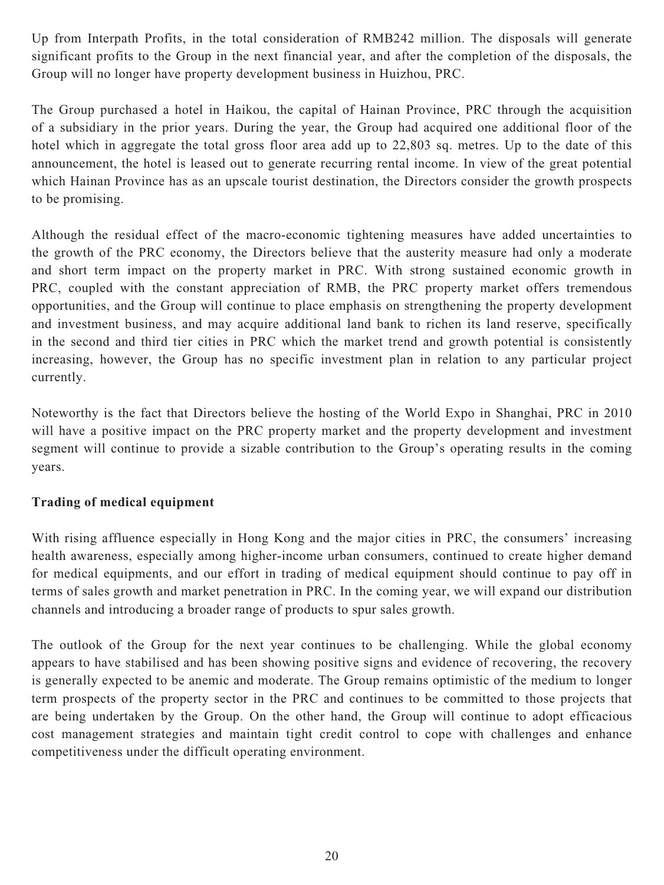Up from Interpath Profits, in the total consideration of RMB242 million. The disposals will generate significant profits to the Group in the next financial year, and after the completion of the disposals, the Group will no longer have property development business in Huizhou, PRC.

The Group purchased a hotel in Haikou, the capital of Hainan Province, PRC through the acquisition of a subsidiary in the prior years. During the year, the Group had acquired one additional floor of the hotel which in aggregate the total gross floor area add up to 22,803 sq. metres. Up to the date of this announcement, the hotel is leased out to generate recurring rental income. In view of the great potential which Hainan Province has as an upscale tourist destination, the Directors consider the growth prospects to be promising.

Although the residual effect of the macro-economic tightening measures have added uncertainties to the growth of the PRC economy, the Directors believe that the austerity measure had only a moderate and short term impact on the property market in PRC. With strong sustained economic growth in PRC, coupled with the constant appreciation of RMB, the PRC property market offers tremendous opportunities, and the Group will continue to place emphasis on strengthening the property development and investment business, and may acquire additional land bank to richen its land reserve, specifically in the second and third tier cities in PRC which the market trend and growth potential is consistently increasing, however, the Group has no specific investment plan in relation to any particular project currently.

Noteworthy is the fact that Directors believe the hosting of the World Expo in Shanghai, PRC in 2010 will have a positive impact on the PRC property market and the property development and investment segment will continue to provide a sizable contribution to the Group's operating results in the coming years.

**Trading of medical equipment**

With rising affluence especially in Hong Kong and the major cities in PRC, the consumers' increasing health awareness, especially among higher-income urban consumers, continued to create higher demand for medical equipments, and our effort in trading of medical equipment should continue to pay off in terms of sales growth and market penetration in PRC. In the coming year, we will expand our distribution channels and introducing a broader range of products to spur sales growth.

The outlook of the Group for the next year continues to be challenging. While the global economy appears to have stabilised and has been showing positive signs and evidence of recovering, the recovery is generally expected to be anemic and moderate. The Group remains optimistic of the medium to longer term prospects of the property sector in the PRC and continues to be committed to those projects that are being undertaken by the Group. On the other hand, the Group will continue to adopt efficacious cost management strategies and maintain tight credit control to cope with challenges and enhance competitiveness under the difficult operating environment.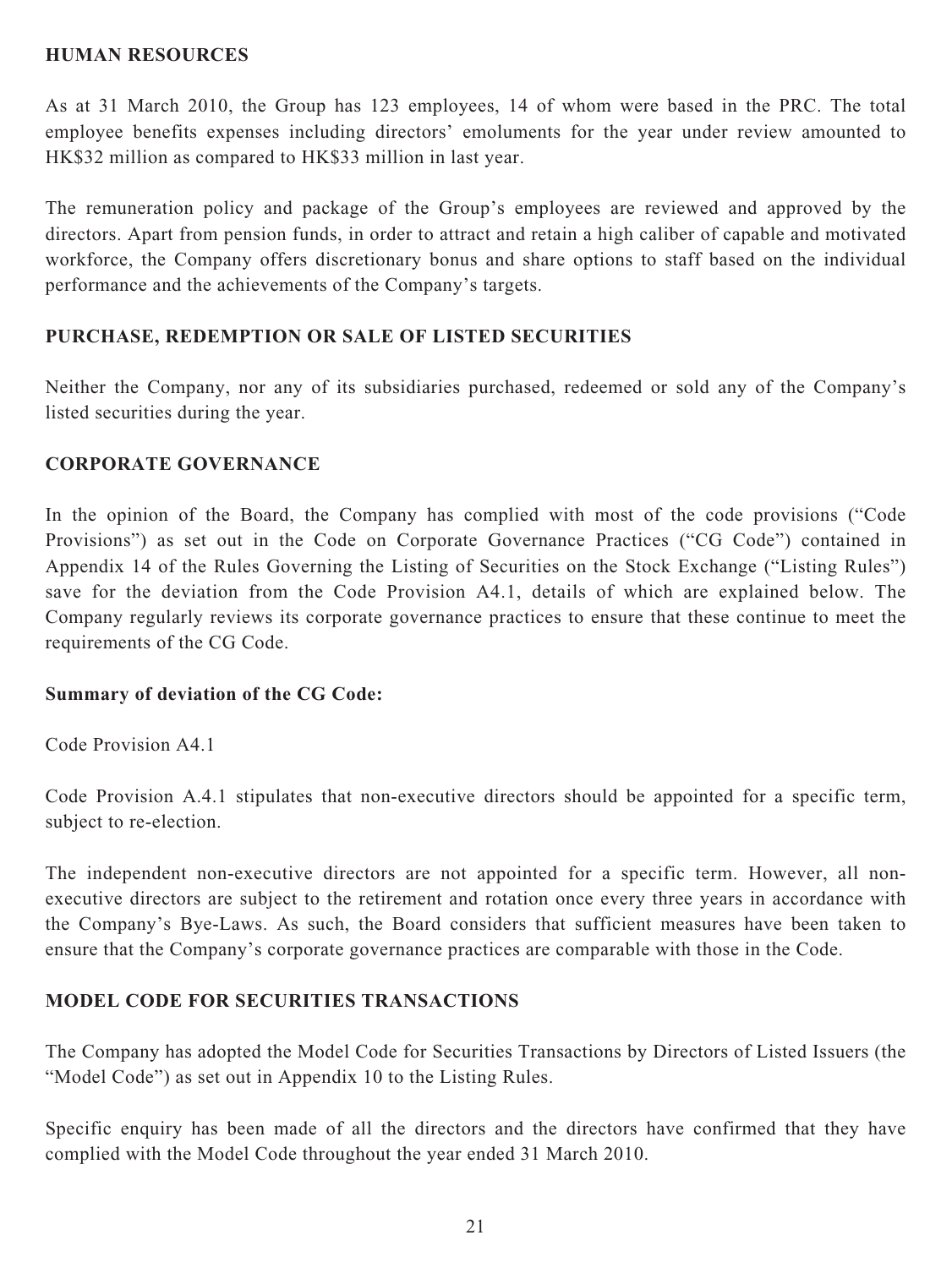## HUMAN RESOURCES

As at 31 March 2010, the Group has 123 employees, 14 of whom were based in the PRC. The total employee benefits expenses including directors' emoluments for the year under review amounted to HK$32 million as compared to HK$33 million in last year.

The remuneration policy and package of the Group's employees are reviewed and approved by the directors. Apart from pension funds, in order to attract and retain a high caliber of capable and motivated workforce, the Company offers discretionary bonus and share options to staff based on the individual performance and the achievements of the Company's targets.

## PURCHASE, REDEMPTION OR SALE OF LISTED SECURITIES

Neither the Company, nor any of its subsidiaries purchased, redeemed or sold any of the Company's listed securities during the year.

## CORPORATE GOVERNANCE

In the opinion of the Board, the Company has complied with most of the code provisions ("Code Provisions") as set out in the Code on Corporate Governance Practices ("CG Code") contained in Appendix 14 of the Rules Governing the Listing of Securities on the Stock Exchange ("Listing Rules") save for the deviation from the Code Provision A4.1, details of which are explained below. The Company regularly reviews its corporate governance practices to ensure that these continue to meet the requirements of the CG Code.

### Summary of deviation of the CG Code:

Code Provision A4.1

Code Provision A.4.1 stipulates that non-executive directors should be appointed for a specific term, subject to re-election.

The independent non-executive directors are not appointed for a specific term. However, all non-executive directors are subject to the retirement and rotation once every three years in accordance with the Company's Bye-Laws. As such, the Board considers that sufficient measures have been taken to ensure that the Company's corporate governance practices are comparable with those in the Code.

## MODEL CODE FOR SECURITIES TRANSACTIONS

The Company has adopted the Model Code for Securities Transactions by Directors of Listed Issuers (the "Model Code") as set out in Appendix 10 to the Listing Rules.

Specific enquiry has been made of all the directors and the directors have confirmed that they have complied with the Model Code throughout the year ended 31 March 2010.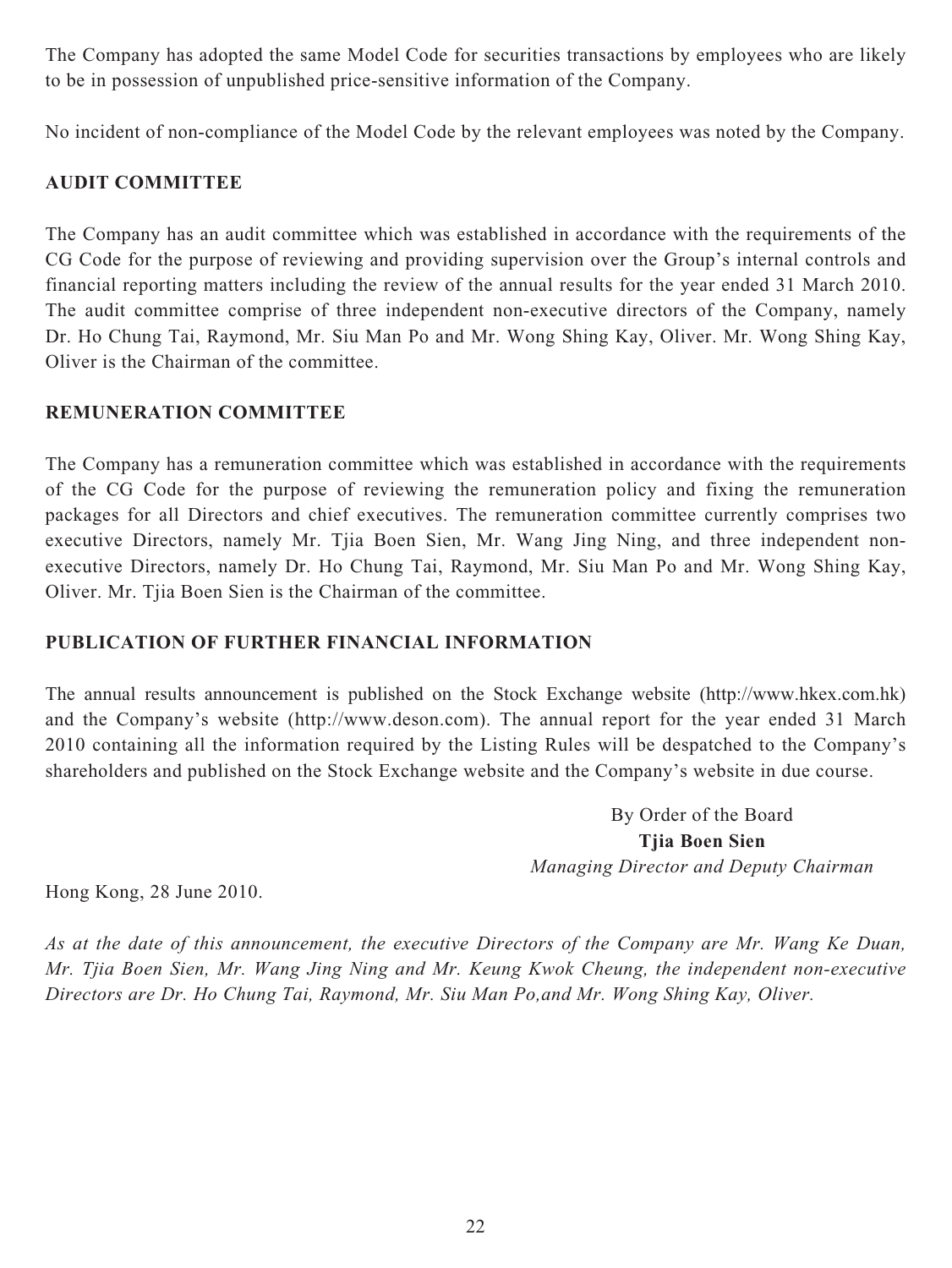The Company has adopted the same Model Code for securities transactions by employees who are likely to be in possession of unpublished price-sensitive information of the Company.

No incident of non-compliance of the Model Code by the relevant employees was noted by the Company.

## AUDIT COMMITTEE

The Company has an audit committee which was established in accordance with the requirements of the CG Code for the purpose of reviewing and providing supervision over the Group's internal controls and financial reporting matters including the review of the annual results for the year ended 31 March 2010. The audit committee comprise of three independent non-executive directors of the Company, namely Dr. Ho Chung Tai, Raymond, Mr. Siu Man Po and Mr. Wong Shing Kay, Oliver. Mr. Wong Shing Kay, Oliver is the Chairman of the committee.

## REMUNERATION COMMITTEE

The Company has a remuneration committee which was established in accordance with the requirements of the CG Code for the purpose of reviewing the remuneration policy and fixing the remuneration packages for all Directors and chief executives. The remuneration committee currently comprises two executive Directors, namely Mr. Tjia Boen Sien, Mr. Wang Jing Ning, and three independent non-executive Directors, namely Dr. Ho Chung Tai, Raymond, Mr. Siu Man Po and Mr. Wong Shing Kay, Oliver. Mr. Tjia Boen Sien is the Chairman of the committee.

## PUBLICATION OF FURTHER FINANCIAL INFORMATION

The annual results announcement is published on the Stock Exchange website (http://www.hkex.com.hk) and the Company's website (http://www.deson.com). The annual report for the year ended 31 March 2010 containing all the information required by the Listing Rules will be despatched to the Company's shareholders and published on the Stock Exchange website and the Company's website in due course.

By Order of the Board
**Tjia Boen Sien**
*Managing Director and Deputy Chairman*

Hong Kong, 28 June 2010.

*As at the date of this announcement, the executive Directors of the Company are Mr. Wang Ke Duan, Mr. Tjia Boen Sien, Mr. Wang Jing Ning and Mr. Keung Kwok Cheung, the independent non-executive Directors are Dr. Ho Chung Tai, Raymond, Mr. Siu Man Po,and Mr. Wong Shing Kay, Oliver.*